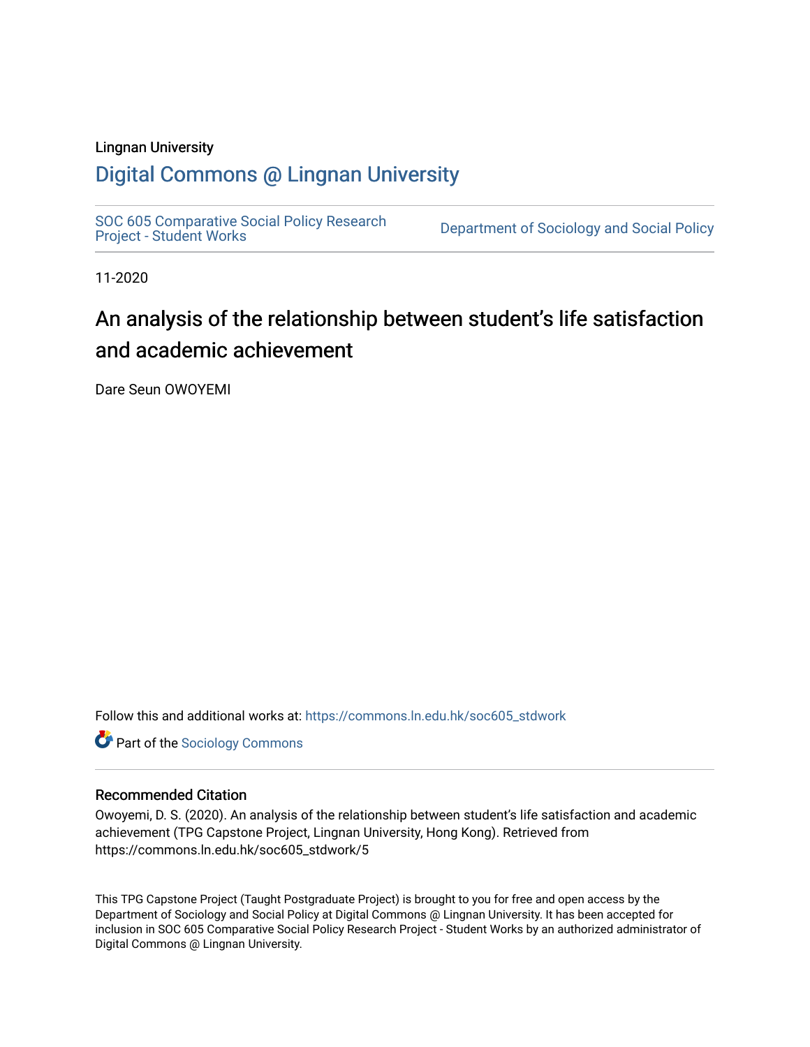Lingnan University

# Digital Commons @ Lingnan University

SOC 605 Comparative Social Policy Research Project - Student Works

Department of Sociology and Social Policy

11-2020

## An analysis of the relationship between student's life satisfaction and academic achievement

Dare Seun OWOYEMI

Follow this and additional works at: https://commons.ln.edu.hk/soc605_stdwork

Part of the Sociology Commons

### Recommended Citation

Owoyemi, D. S. (2020). An analysis of the relationship between student's life satisfaction and academic achievement (TPG Capstone Project, Lingnan University, Hong Kong). Retrieved from https://commons.ln.edu.hk/soc605_stdwork/5

This TPG Capstone Project (Taught Postgraduate Project) is brought to you for free and open access by the Department of Sociology and Social Policy at Digital Commons @ Lingnan University. It has been accepted for inclusion in SOC 605 Comparative Social Policy Research Project - Student Works by an authorized administrator of Digital Commons @ Lingnan University.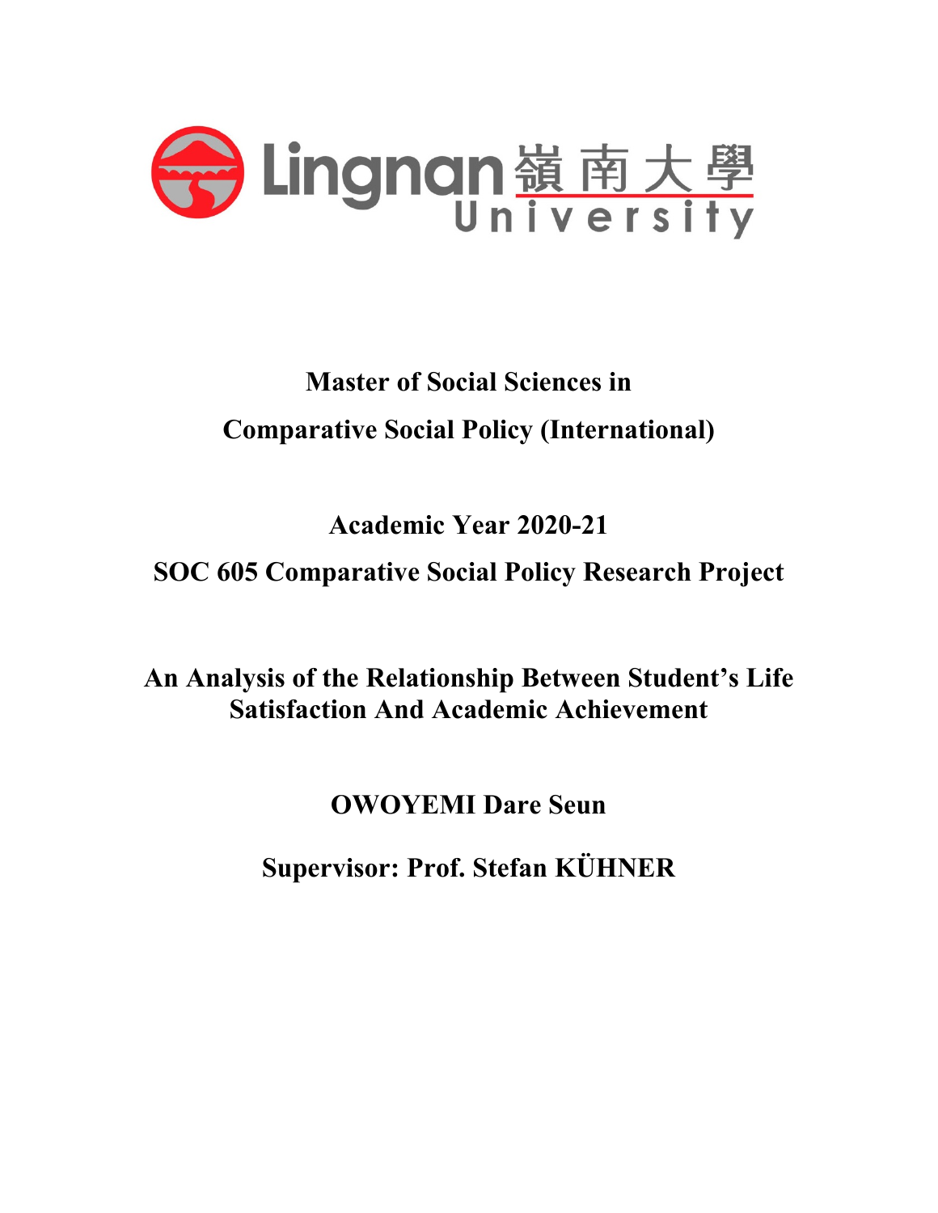Lingnan 嶺南大學 University

**Master of Social Sciences in**

**Comparative Social Policy (International)**

**Academic Year 2020-21**

**SOC 605 Comparative Social Policy Research Project**

# An Analysis of the Relationship Between Student's Life Satisfaction And Academic Achievement

**OWOYEMI Dare Seun**

**Supervisor: Prof. Stefan KÜHNER**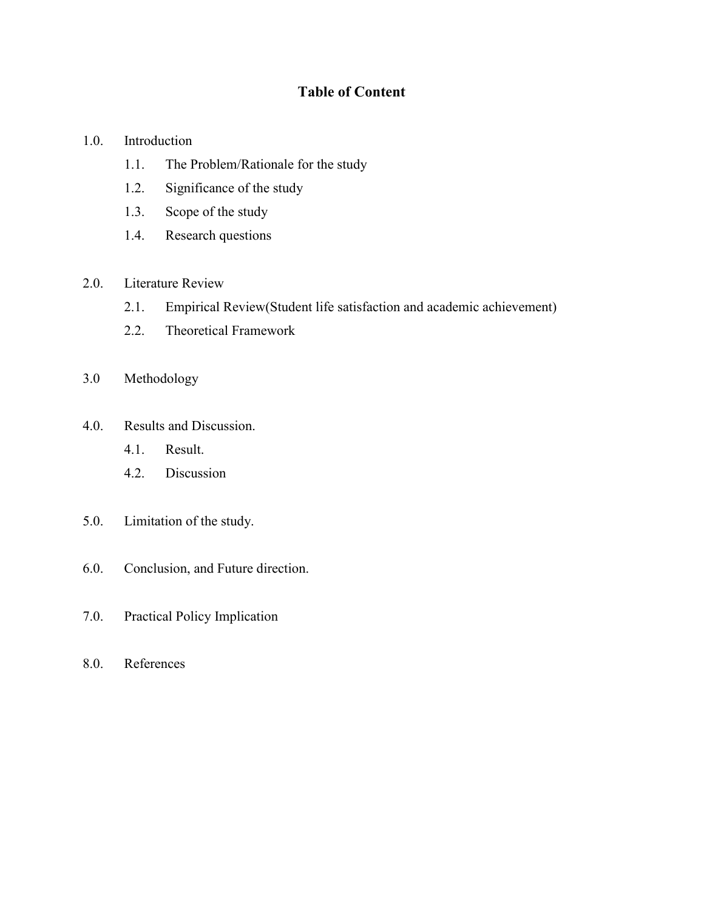# Table of Content

1.0. Introduction
  - 1.1. The Problem/Rationale for the study
  - 1.2. Significance of the study
  - 1.3. Scope of the study
  - 1.4. Research questions

2.0. Literature Review
  - 2.1. Empirical Review(Student life satisfaction and academic achievement)
  - 2.2. Theoretical Framework

3.0 Methodology

4.0. Results and Discussion.
  - 4.1. Result.
  - 4.2. Discussion

5.0. Limitation of the study.

6.0. Conclusion, and Future direction.

7.0. Practical Policy Implication

8.0. References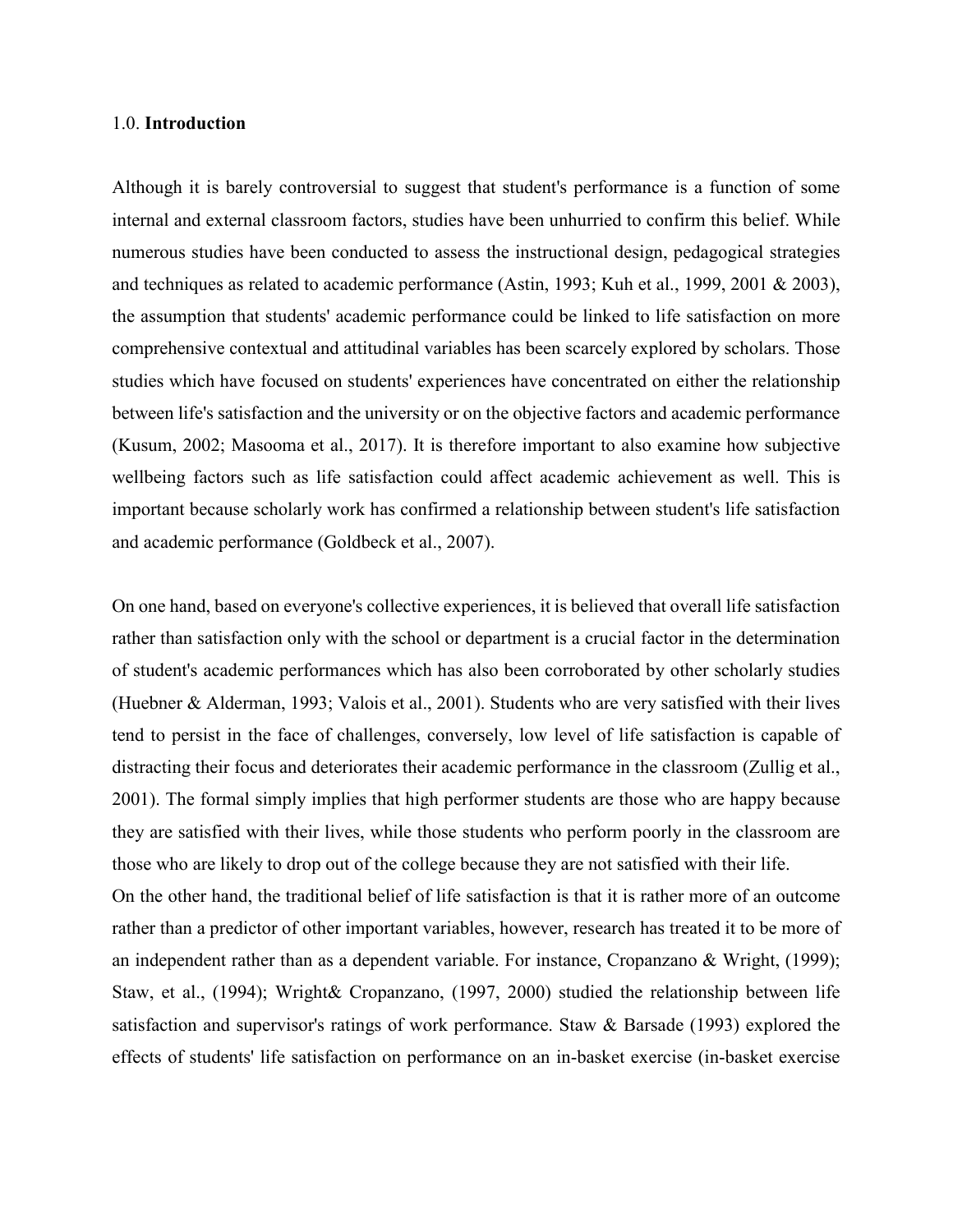1.0. **Introduction**

Although it is barely controversial to suggest that student's performance is a function of some internal and external classroom factors, studies have been unhurried to confirm this belief. While numerous studies have been conducted to assess the instructional design, pedagogical strategies and techniques as related to academic performance (Astin, 1993; Kuh et al., 1999, 2001 & 2003), the assumption that students' academic performance could be linked to life satisfaction on more comprehensive contextual and attitudinal variables has been scarcely explored by scholars. Those studies which have focused on students' experiences have concentrated on either the relationship between life's satisfaction and the university or on the objective factors and academic performance (Kusum, 2002; Masooma et al., 2017). It is therefore important to also examine how subjective wellbeing factors such as life satisfaction could affect academic achievement as well. This is important because scholarly work has confirmed a relationship between student's life satisfaction and academic performance (Goldbeck et al., 2007).

On one hand, based on everyone's collective experiences, it is believed that overall life satisfaction rather than satisfaction only with the school or department is a crucial factor in the determination of student's academic performances which has also been corroborated by other scholarly studies (Huebner & Alderman, 1993; Valois et al., 2001). Students who are very satisfied with their lives tend to persist in the face of challenges, conversely, low level of life satisfaction is capable of distracting their focus and deteriorates their academic performance in the classroom (Zullig et al., 2001). The formal simply implies that high performer students are those who are happy because they are satisfied with their lives, while those students who perform poorly in the classroom are those who are likely to drop out of the college because they are not satisfied with their life.

On the other hand, the traditional belief of life satisfaction is that it is rather more of an outcome rather than a predictor of other important variables, however, research has treated it to be more of an independent rather than as a dependent variable. For instance, Cropanzano & Wright, (1999); Staw, et al., (1994); Wright& Cropanzano, (1997, 2000) studied the relationship between life satisfaction and supervisor's ratings of work performance. Staw & Barsade (1993) explored the effects of students' life satisfaction on performance on an in-basket exercise (in-basket exercise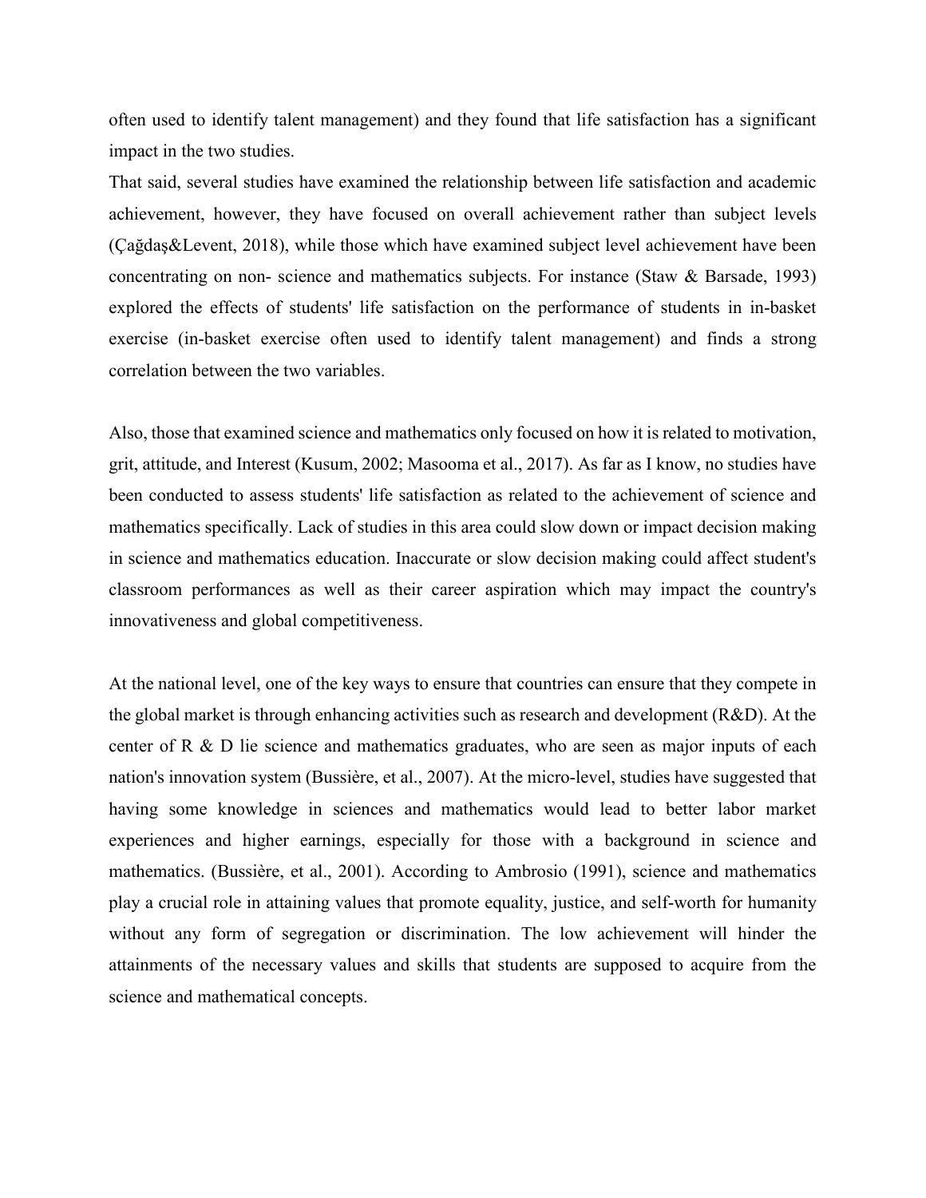often used to identify talent management) and they found that life satisfaction has a significant impact in the two studies.

That said, several studies have examined the relationship between life satisfaction and academic achievement, however, they have focused on overall achievement rather than subject levels (Çağdaş&Levent, 2018), while those which have examined subject level achievement have been concentrating on non- science and mathematics subjects. For instance (Staw & Barsade, 1993) explored the effects of students' life satisfaction on the performance of students in in-basket exercise (in-basket exercise often used to identify talent management) and finds a strong correlation between the two variables.

Also, those that examined science and mathematics only focused on how it is related to motivation, grit, attitude, and Interest (Kusum, 2002; Masooma et al., 2017). As far as I know, no studies have been conducted to assess students' life satisfaction as related to the achievement of science and mathematics specifically. Lack of studies in this area could slow down or impact decision making in science and mathematics education. Inaccurate or slow decision making could affect student's classroom performances as well as their career aspiration which may impact the country's innovativeness and global competitiveness.

At the national level, one of the key ways to ensure that countries can ensure that they compete in the global market is through enhancing activities such as research and development (R&D). At the center of R & D lie science and mathematics graduates, who are seen as major inputs of each nation's innovation system (Bussière, et al., 2007). At the micro-level, studies have suggested that having some knowledge in sciences and mathematics would lead to better labor market experiences and higher earnings, especially for those with a background in science and mathematics. (Bussière, et al., 2001). According to Ambrosio (1991), science and mathematics play a crucial role in attaining values that promote equality, justice, and self-worth for humanity without any form of segregation or discrimination. The low achievement will hinder the attainments of the necessary values and skills that students are supposed to acquire from the science and mathematical concepts.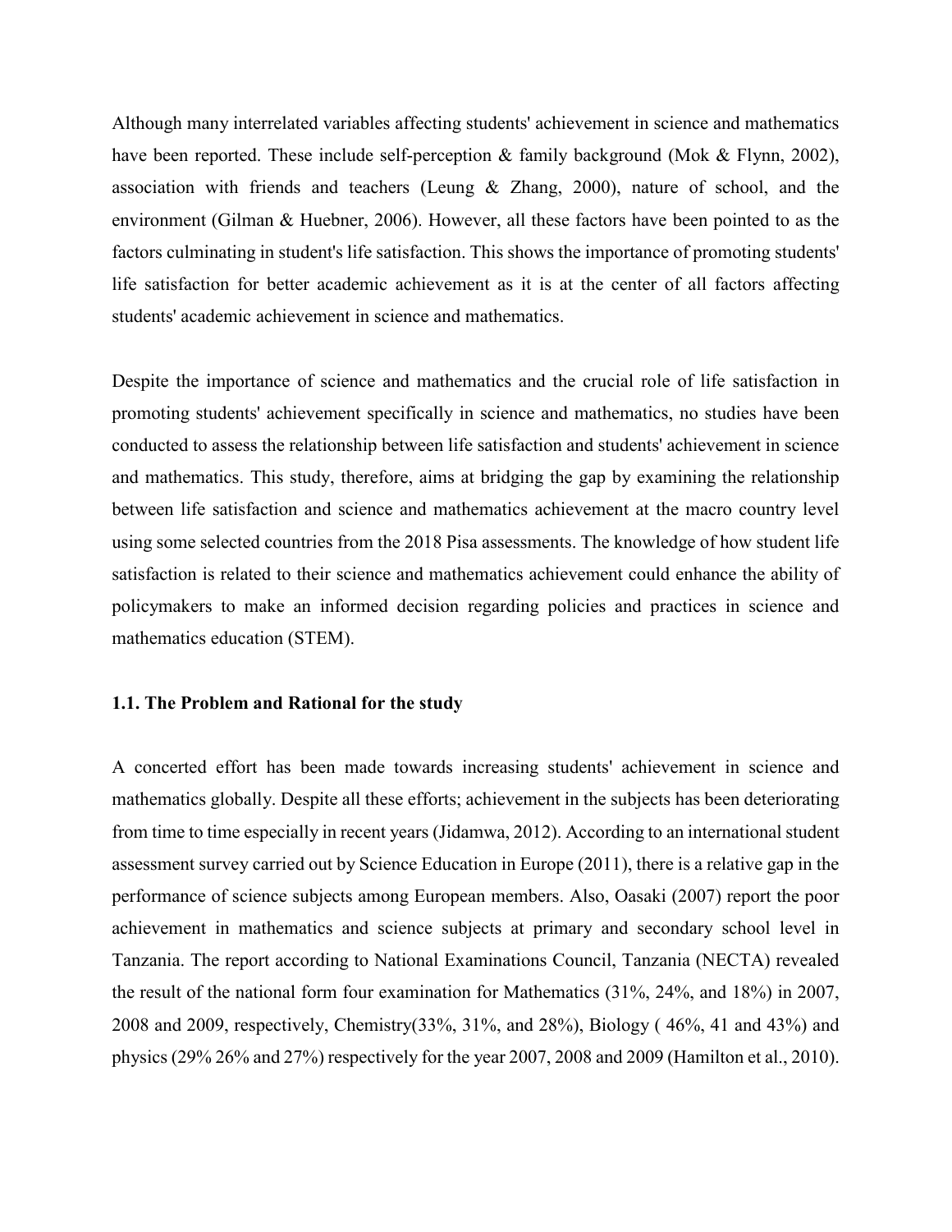Although many interrelated variables affecting students' achievement in science and mathematics have been reported. These include self-perception & family background (Mok & Flynn, 2002), association with friends and teachers (Leung & Zhang, 2000), nature of school, and the environment (Gilman & Huebner, 2006). However, all these factors have been pointed to as the factors culminating in student's life satisfaction. This shows the importance of promoting students' life satisfaction for better academic achievement as it is at the center of all factors affecting students' academic achievement in science and mathematics.

Despite the importance of science and mathematics and the crucial role of life satisfaction in promoting students' achievement specifically in science and mathematics, no studies have been conducted to assess the relationship between life satisfaction and students' achievement in science and mathematics. This study, therefore, aims at bridging the gap by examining the relationship between life satisfaction and science and mathematics achievement at the macro country level using some selected countries from the 2018 Pisa assessments. The knowledge of how student life satisfaction is related to their science and mathematics achievement could enhance the ability of policymakers to make an informed decision regarding policies and practices in science and mathematics education (STEM).

### 1.1. The Problem and Rational for the study

A concerted effort has been made towards increasing students' achievement in science and mathematics globally. Despite all these efforts; achievement in the subjects has been deteriorating from time to time especially in recent years (Jidamwa, 2012). According to an international student assessment survey carried out by Science Education in Europe (2011), there is a relative gap in the performance of science subjects among European members. Also, Oasaki (2007) report the poor achievement in mathematics and science subjects at primary and secondary school level in Tanzania. The report according to National Examinations Council, Tanzania (NECTA) revealed the result of the national form four examination for Mathematics (31%, 24%, and 18%) in 2007, 2008 and 2009, respectively, Chemistry(33%, 31%, and 28%), Biology ( 46%, 41 and 43%) and physics (29% 26% and 27%) respectively for the year 2007, 2008 and 2009 (Hamilton et al., 2010).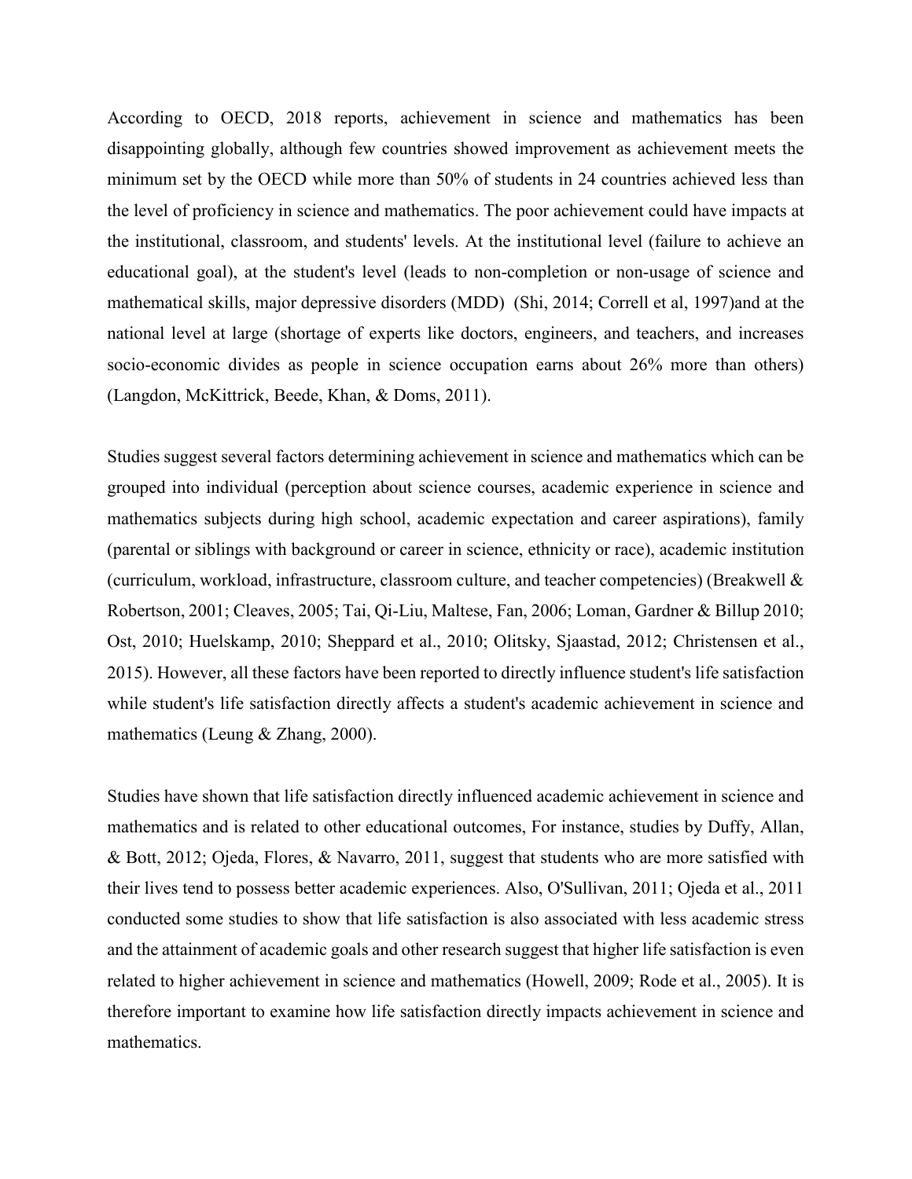According to OECD, 2018 reports, achievement in science and mathematics has been disappointing globally, although few countries showed improvement as achievement meets the minimum set by the OECD while more than 50% of students in 24 countries achieved less than the level of proficiency in science and mathematics. The poor achievement could have impacts at the institutional, classroom, and students' levels. At the institutional level (failure to achieve an educational goal), at the student's level (leads to non-completion or non-usage of science and mathematical skills, major depressive disorders (MDD) (Shi, 2014; Correll et al, 1997)and at the national level at large (shortage of experts like doctors, engineers, and teachers, and increases socio-economic divides as people in science occupation earns about 26% more than others) (Langdon, McKittrick, Beede, Khan, & Doms, 2011).

Studies suggest several factors determining achievement in science and mathematics which can be grouped into individual (perception about science courses, academic experience in science and mathematics subjects during high school, academic expectation and career aspirations), family (parental or siblings with background or career in science, ethnicity or race), academic institution (curriculum, workload, infrastructure, classroom culture, and teacher competencies) (Breakwell & Robertson, 2001; Cleaves, 2005; Tai, Qi-Liu, Maltese, Fan, 2006; Loman, Gardner & Billup 2010; Ost, 2010; Huelskamp, 2010; Sheppard et al., 2010; Olitsky, Sjaastad, 2012; Christensen et al., 2015). However, all these factors have been reported to directly influence student's life satisfaction while student's life satisfaction directly affects a student's academic achievement in science and mathematics (Leung & Zhang, 2000).

Studies have shown that life satisfaction directly influenced academic achievement in science and mathematics and is related to other educational outcomes, For instance, studies by Duffy, Allan, & Bott, 2012; Ojeda, Flores, & Navarro, 2011, suggest that students who are more satisfied with their lives tend to possess better academic experiences. Also, O'Sullivan, 2011; Ojeda et al., 2011 conducted some studies to show that life satisfaction is also associated with less academic stress and the attainment of academic goals and other research suggest that higher life satisfaction is even related to higher achievement in science and mathematics (Howell, 2009; Rode et al., 2005). It is therefore important to examine how life satisfaction directly impacts achievement in science and mathematics.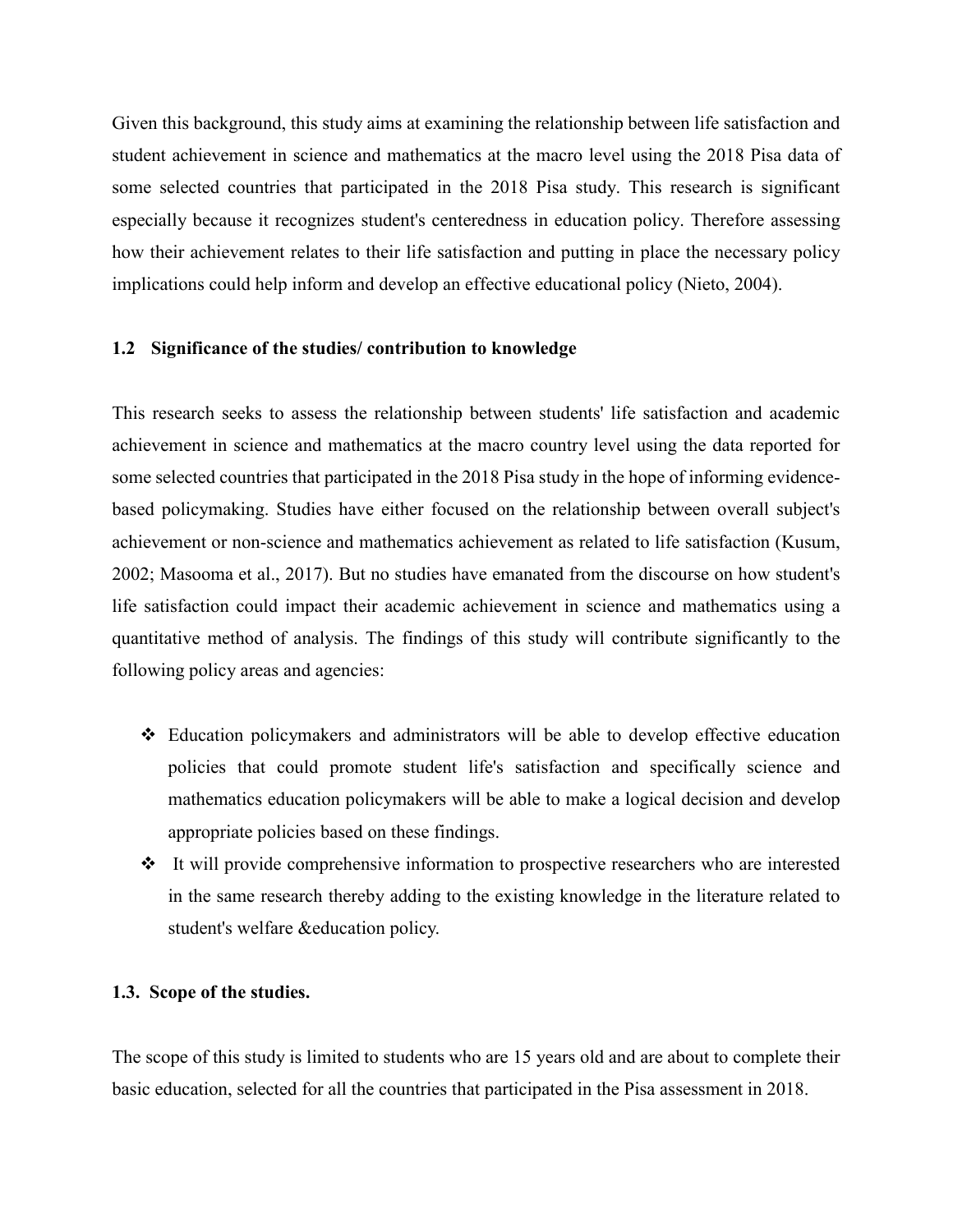Given this background, this study aims at examining the relationship between life satisfaction and student achievement in science and mathematics at the macro level using the 2018 Pisa data of some selected countries that participated in the 2018 Pisa study. This research is significant especially because it recognizes student's centeredness in education policy. Therefore assessing how their achievement relates to their life satisfaction and putting in place the necessary policy implications could help inform and develop an effective educational policy (Nieto, 2004).

### 1.2 Significance of the studies/ contribution to knowledge

This research seeks to assess the relationship between students' life satisfaction and academic achievement in science and mathematics at the macro country level using the data reported for some selected countries that participated in the 2018 Pisa study in the hope of informing evidence-based policymaking. Studies have either focused on the relationship between overall subject's achievement or non-science and mathematics achievement as related to life satisfaction (Kusum, 2002; Masooma et al., 2017). But no studies have emanated from the discourse on how student's life satisfaction could impact their academic achievement in science and mathematics using a quantitative method of analysis. The findings of this study will contribute significantly to the following policy areas and agencies:

- Education policymakers and administrators will be able to develop effective education policies that could promote student life's satisfaction and specifically science and mathematics education policymakers will be able to make a logical decision and develop appropriate policies based on these findings.
- It will provide comprehensive information to prospective researchers who are interested in the same research thereby adding to the existing knowledge in the literature related to student's welfare &education policy.

### 1.3. Scope of the studies.

The scope of this study is limited to students who are 15 years old and are about to complete their basic education, selected for all the countries that participated in the Pisa assessment in 2018.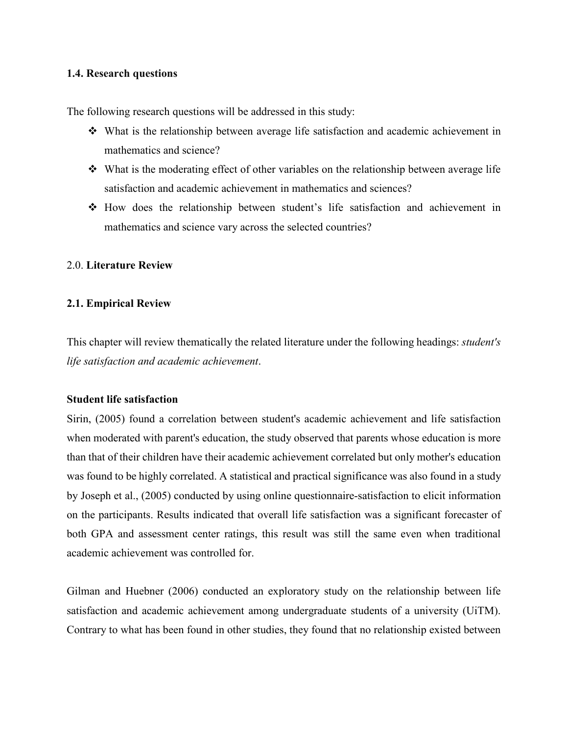### 1.4. Research questions

The following research questions will be addressed in this study:

- ❖ What is the relationship between average life satisfaction and academic achievement in mathematics and science?
- ❖ What is the moderating effect of other variables on the relationship between average life satisfaction and academic achievement in mathematics and sciences?
- ❖ How does the relationship between student's life satisfaction and achievement in mathematics and science vary across the selected countries?

## 2.0. **Literature Review**

### 2.1. Empirical Review

This chapter will review thematically the related literature under the following headings: *student's life satisfaction and academic achievement*.

**Student life satisfaction**

Sirin, (2005) found a correlation between student's academic achievement and life satisfaction when moderated with parent's education, the study observed that parents whose education is more than that of their children have their academic achievement correlated but only mother's education was found to be highly correlated. A statistical and practical significance was also found in a study by Joseph et al., (2005) conducted by using online questionnaire-satisfaction to elicit information on the participants. Results indicated that overall life satisfaction was a significant forecaster of both GPA and assessment center ratings, this result was still the same even when traditional academic achievement was controlled for.

Gilman and Huebner (2006) conducted an exploratory study on the relationship between life satisfaction and academic achievement among undergraduate students of a university (UiTM). Contrary to what has been found in other studies, they found that no relationship existed between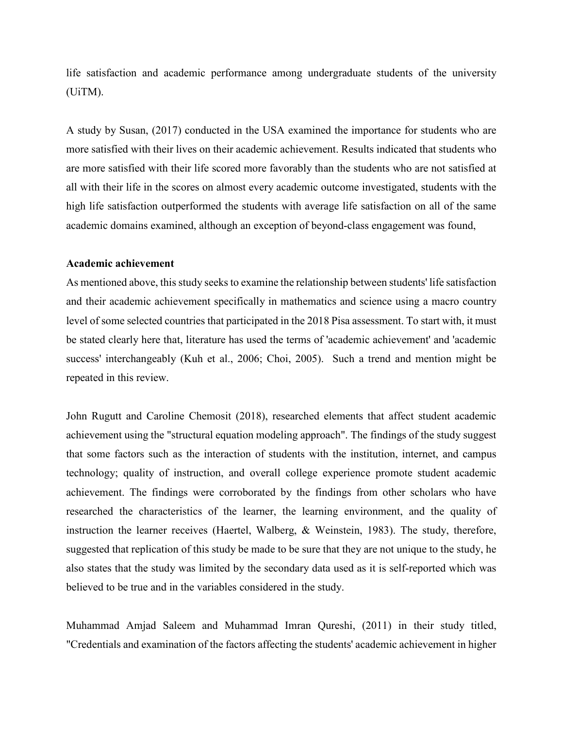life satisfaction and academic performance among undergraduate students of the university (UiTM).

A study by Susan, (2017) conducted in the USA examined the importance for students who are more satisfied with their lives on their academic achievement. Results indicated that students who are more satisfied with their life scored more favorably than the students who are not satisfied at all with their life in the scores on almost every academic outcome investigated, students with the high life satisfaction outperformed the students with average life satisfaction on all of the same academic domains examined, although an exception of beyond-class engagement was found,

**Academic achievement**

As mentioned above, this study seeks to examine the relationship between students' life satisfaction and their academic achievement specifically in mathematics and science using a macro country level of some selected countries that participated in the 2018 Pisa assessment. To start with, it must be stated clearly here that, literature has used the terms of 'academic achievement' and 'academic success' interchangeably (Kuh et al., 2006; Choi, 2005). Such a trend and mention might be repeated in this review.

John Rugutt and Caroline Chemosit (2018), researched elements that affect student academic achievement using the "structural equation modeling approach". The findings of the study suggest that some factors such as the interaction of students with the institution, internet, and campus technology; quality of instruction, and overall college experience promote student academic achievement. The findings were corroborated by the findings from other scholars who have researched the characteristics of the learner, the learning environment, and the quality of instruction the learner receives (Haertel, Walberg, & Weinstein, 1983). The study, therefore, suggested that replication of this study be made to be sure that they are not unique to the study, he also states that the study was limited by the secondary data used as it is self-reported which was believed to be true and in the variables considered in the study.

Muhammad Amjad Saleem and Muhammad Imran Qureshi, (2011) in their study titled, "Credentials and examination of the factors affecting the students' academic achievement in higher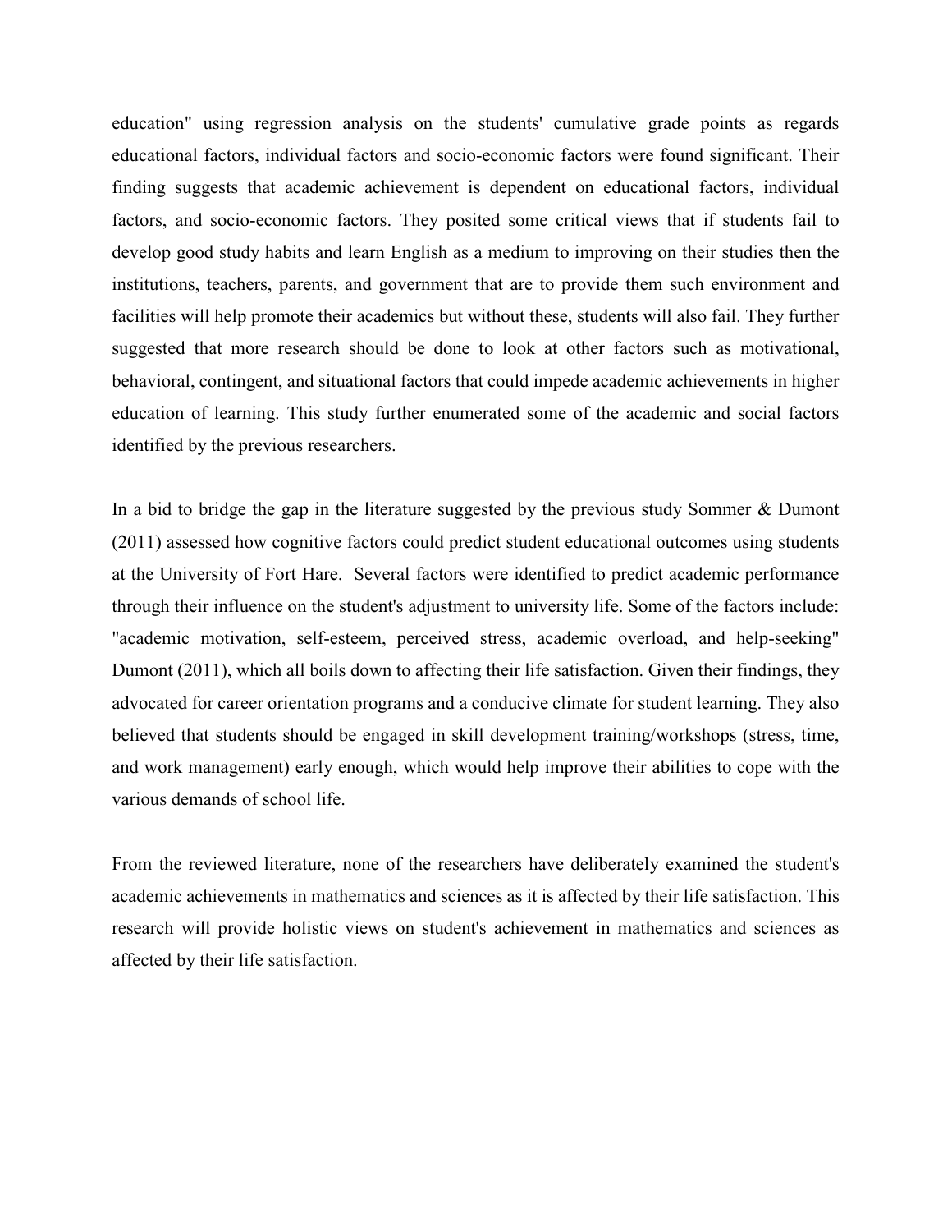education" using regression analysis on the students' cumulative grade points as regards educational factors, individual factors and socio-economic factors were found significant. Their finding suggests that academic achievement is dependent on educational factors, individual factors, and socio-economic factors. They posited some critical views that if students fail to develop good study habits and learn English as a medium to improving on their studies then the institutions, teachers, parents, and government that are to provide them such environment and facilities will help promote their academics but without these, students will also fail. They further suggested that more research should be done to look at other factors such as motivational, behavioral, contingent, and situational factors that could impede academic achievements in higher education of learning. This study further enumerated some of the academic and social factors identified by the previous researchers.

In a bid to bridge the gap in the literature suggested by the previous study Sommer & Dumont (2011) assessed how cognitive factors could predict student educational outcomes using students at the University of Fort Hare. Several factors were identified to predict academic performance through their influence on the student's adjustment to university life. Some of the factors include: "academic motivation, self-esteem, perceived stress, academic overload, and help-seeking" Dumont (2011), which all boils down to affecting their life satisfaction. Given their findings, they advocated for career orientation programs and a conducive climate for student learning. They also believed that students should be engaged in skill development training/workshops (stress, time, and work management) early enough, which would help improve their abilities to cope with the various demands of school life.

From the reviewed literature, none of the researchers have deliberately examined the student's academic achievements in mathematics and sciences as it is affected by their life satisfaction. This research will provide holistic views on student's achievement in mathematics and sciences as affected by their life satisfaction.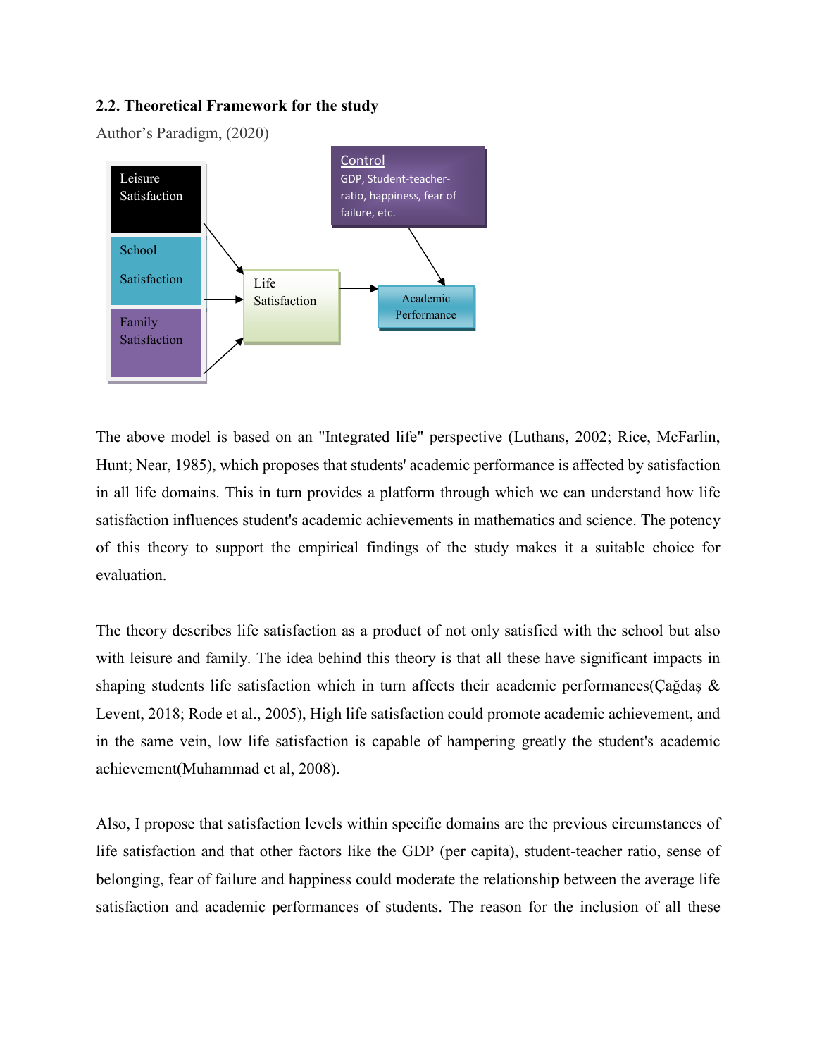### 2.2. Theoretical Framework for the study

Author's Paradigm, (2020)

Leisure Satisfaction

School Satisfaction

Family Satisfaction

Life Satisfaction

Control
GDP, Student-teacher-ratio, happiness, fear of failure, etc.

Academic Performance

The above model is based on an "Integrated life" perspective (Luthans, 2002; Rice, McFarlin, Hunt; Near, 1985), which proposes that students' academic performance is affected by satisfaction in all life domains. This in turn provides a platform through which we can understand how life satisfaction influences student's academic achievements in mathematics and science. The potency of this theory to support the empirical findings of the study makes it a suitable choice for evaluation.

The theory describes life satisfaction as a product of not only satisfied with the school but also with leisure and family. The idea behind this theory is that all these have significant impacts in shaping students life satisfaction which in turn affects their academic performances(Çağdaş & Levent, 2018; Rode et al., 2005), High life satisfaction could promote academic achievement, and in the same vein, low life satisfaction is capable of hampering greatly the student's academic achievement(Muhammad et al, 2008).

Also, I propose that satisfaction levels within specific domains are the previous circumstances of life satisfaction and that other factors like the GDP (per capita), student-teacher ratio, sense of belonging, fear of failure and happiness could moderate the relationship between the average life satisfaction and academic performances of students. The reason for the inclusion of all these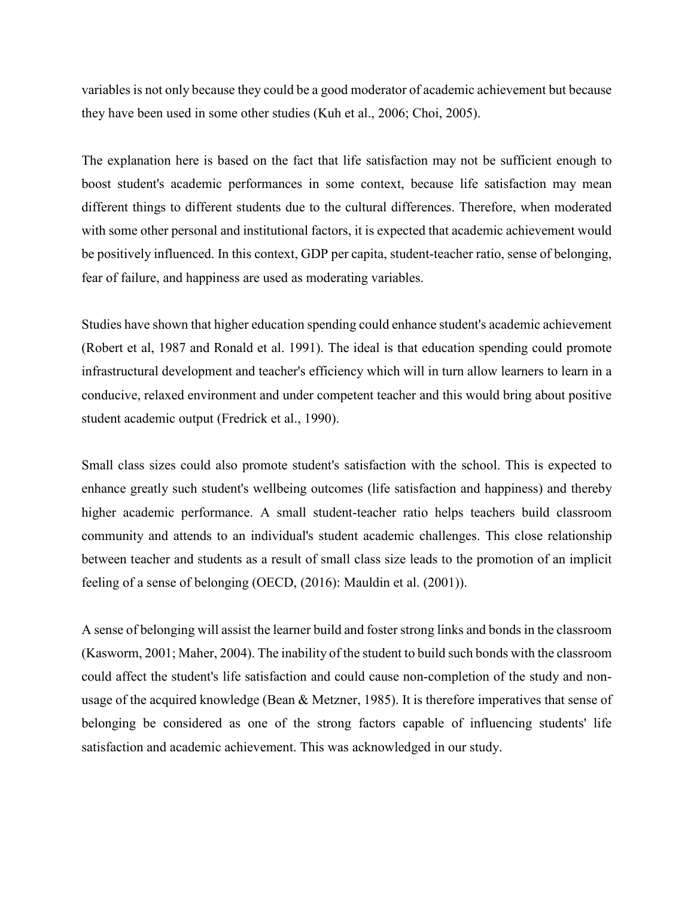variables is not only because they could be a good moderator of academic achievement but because they have been used in some other studies (Kuh et al., 2006; Choi, 2005).

The explanation here is based on the fact that life satisfaction may not be sufficient enough to boost student's academic performances in some context, because life satisfaction may mean different things to different students due to the cultural differences. Therefore, when moderated with some other personal and institutional factors, it is expected that academic achievement would be positively influenced. In this context, GDP per capita, student-teacher ratio, sense of belonging, fear of failure, and happiness are used as moderating variables.

Studies have shown that higher education spending could enhance student's academic achievement (Robert et al, 1987 and Ronald et al. 1991). The ideal is that education spending could promote infrastructural development and teacher's efficiency which will in turn allow learners to learn in a conducive, relaxed environment and under competent teacher and this would bring about positive student academic output (Fredrick et al., 1990).

Small class sizes could also promote student's satisfaction with the school. This is expected to enhance greatly such student's wellbeing outcomes (life satisfaction and happiness) and thereby higher academic performance. A small student-teacher ratio helps teachers build classroom community and attends to an individual's student academic challenges. This close relationship between teacher and students as a result of small class size leads to the promotion of an implicit feeling of a sense of belonging (OECD, (2016): Mauldin et al. (2001)).

A sense of belonging will assist the learner build and foster strong links and bonds in the classroom (Kasworm, 2001; Maher, 2004). The inability of the student to build such bonds with the classroom could affect the student's life satisfaction and could cause non-completion of the study and non-usage of the acquired knowledge (Bean & Metzner, 1985). It is therefore imperatives that sense of belonging be considered as one of the strong factors capable of influencing students' life satisfaction and academic achievement. This was acknowledged in our study.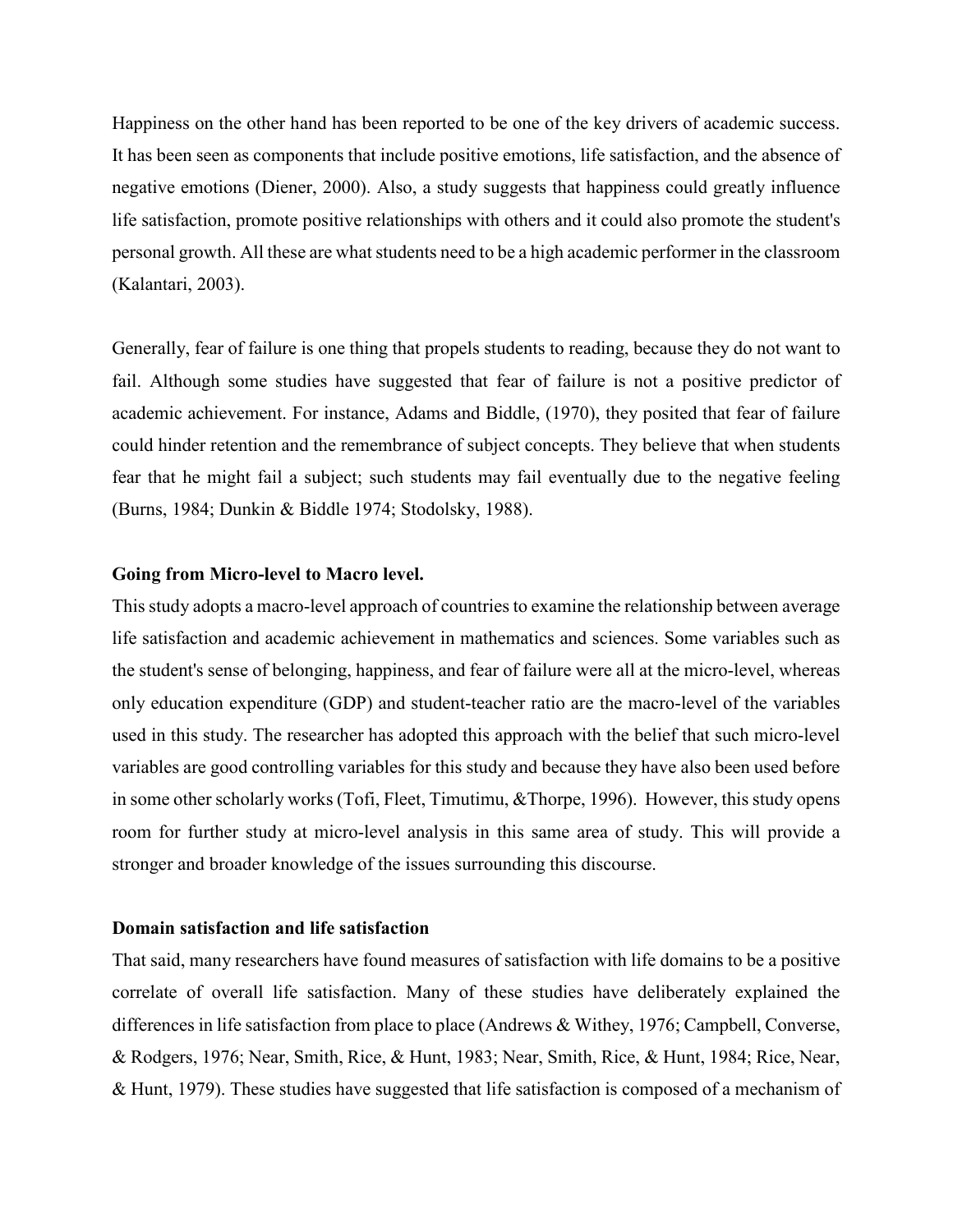Happiness on the other hand has been reported to be one of the key drivers of academic success. It has been seen as components that include positive emotions, life satisfaction, and the absence of negative emotions (Diener, 2000). Also, a study suggests that happiness could greatly influence life satisfaction, promote positive relationships with others and it could also promote the student's personal growth. All these are what students need to be a high academic performer in the classroom (Kalantari, 2003).

Generally, fear of failure is one thing that propels students to reading, because they do not want to fail. Although some studies have suggested that fear of failure is not a positive predictor of academic achievement. For instance, Adams and Biddle, (1970), they posited that fear of failure could hinder retention and the remembrance of subject concepts. They believe that when students fear that he might fail a subject; such students may fail eventually due to the negative feeling (Burns, 1984; Dunkin & Biddle 1974; Stodolsky, 1988).

**Going from Micro-level to Macro level.**

This study adopts a macro-level approach of countries to examine the relationship between average life satisfaction and academic achievement in mathematics and sciences. Some variables such as the student's sense of belonging, happiness, and fear of failure were all at the micro-level, whereas only education expenditure (GDP) and student-teacher ratio are the macro-level of the variables used in this study. The researcher has adopted this approach with the belief that such micro-level variables are good controlling variables for this study and because they have also been used before in some other scholarly works (Tofi, Fleet, Timutimu, &Thorpe, 1996). However, this study opens room for further study at micro-level analysis in this same area of study. This will provide a stronger and broader knowledge of the issues surrounding this discourse.

**Domain satisfaction and life satisfaction**

That said, many researchers have found measures of satisfaction with life domains to be a positive correlate of overall life satisfaction. Many of these studies have deliberately explained the differences in life satisfaction from place to place (Andrews & Withey, 1976; Campbell, Converse, & Rodgers, 1976; Near, Smith, Rice, & Hunt, 1983; Near, Smith, Rice, & Hunt, 1984; Rice, Near, & Hunt, 1979). These studies have suggested that life satisfaction is composed of a mechanism of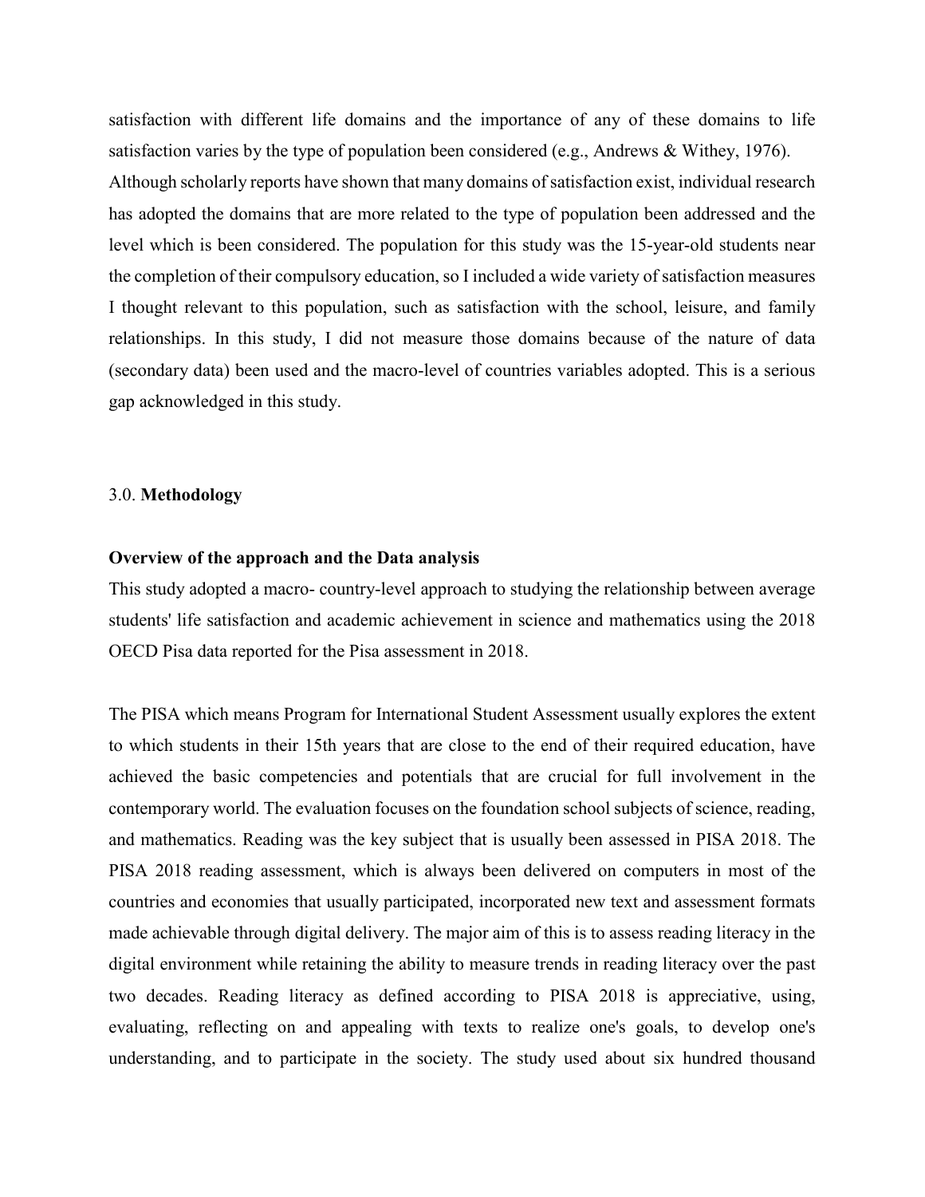satisfaction with different life domains and the importance of any of these domains to life satisfaction varies by the type of population been considered (e.g., Andrews & Withey, 1976). Although scholarly reports have shown that many domains of satisfaction exist, individual research has adopted the domains that are more related to the type of population been addressed and the level which is been considered. The population for this study was the 15-year-old students near the completion of their compulsory education, so I included a wide variety of satisfaction measures I thought relevant to this population, such as satisfaction with the school, leisure, and family relationships. In this study, I did not measure those domains because of the nature of data (secondary data) been used and the macro-level of countries variables adopted. This is a serious gap acknowledged in this study.

## 3.0. **Methodology**

### Overview of the approach and the Data analysis

This study adopted a macro- country-level approach to studying the relationship between average students' life satisfaction and academic achievement in science and mathematics using the 2018 OECD Pisa data reported for the Pisa assessment in 2018.

The PISA which means Program for International Student Assessment usually explores the extent to which students in their 15th years that are close to the end of their required education, have achieved the basic competencies and potentials that are crucial for full involvement in the contemporary world. The evaluation focuses on the foundation school subjects of science, reading, and mathematics. Reading was the key subject that is usually been assessed in PISA 2018. The PISA 2018 reading assessment, which is always been delivered on computers in most of the countries and economies that usually participated, incorporated new text and assessment formats made achievable through digital delivery. The major aim of this is to assess reading literacy in the digital environment while retaining the ability to measure trends in reading literacy over the past two decades. Reading literacy as defined according to PISA 2018 is appreciative, using, evaluating, reflecting on and appealing with texts to realize one's goals, to develop one's understanding, and to participate in the society. The study used about six hundred thousand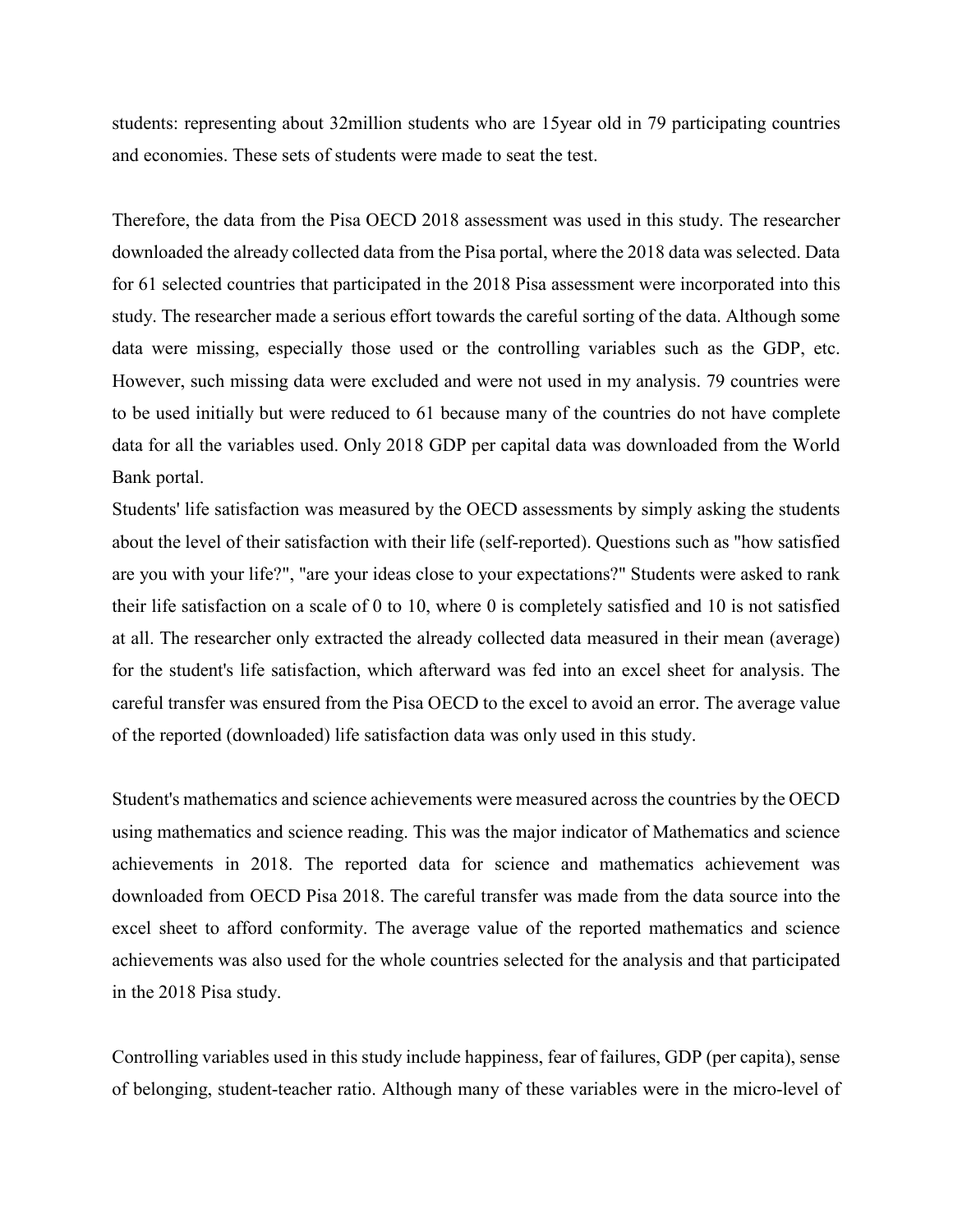students: representing about 32million students who are 15year old in 79 participating countries and economies. These sets of students were made to seat the test.

Therefore, the data from the Pisa OECD 2018 assessment was used in this study. The researcher downloaded the already collected data from the Pisa portal, where the 2018 data was selected. Data for 61 selected countries that participated in the 2018 Pisa assessment were incorporated into this study. The researcher made a serious effort towards the careful sorting of the data. Although some data were missing, especially those used or the controlling variables such as the GDP, etc. However, such missing data were excluded and were not used in my analysis. 79 countries were to be used initially but were reduced to 61 because many of the countries do not have complete data for all the variables used. Only 2018 GDP per capital data was downloaded from the World Bank portal.

Students' life satisfaction was measured by the OECD assessments by simply asking the students about the level of their satisfaction with their life (self-reported). Questions such as "how satisfied are you with your life?", "are your ideas close to your expectations?" Students were asked to rank their life satisfaction on a scale of 0 to 10, where 0 is completely satisfied and 10 is not satisfied at all. The researcher only extracted the already collected data measured in their mean (average) for the student's life satisfaction, which afterward was fed into an excel sheet for analysis. The careful transfer was ensured from the Pisa OECD to the excel to avoid an error. The average value of the reported (downloaded) life satisfaction data was only used in this study.

Student's mathematics and science achievements were measured across the countries by the OECD using mathematics and science reading. This was the major indicator of Mathematics and science achievements in 2018. The reported data for science and mathematics achievement was downloaded from OECD Pisa 2018. The careful transfer was made from the data source into the excel sheet to afford conformity. The average value of the reported mathematics and science achievements was also used for the whole countries selected for the analysis and that participated in the 2018 Pisa study.

Controlling variables used in this study include happiness, fear of failures, GDP (per capita), sense of belonging, student-teacher ratio. Although many of these variables were in the micro-level of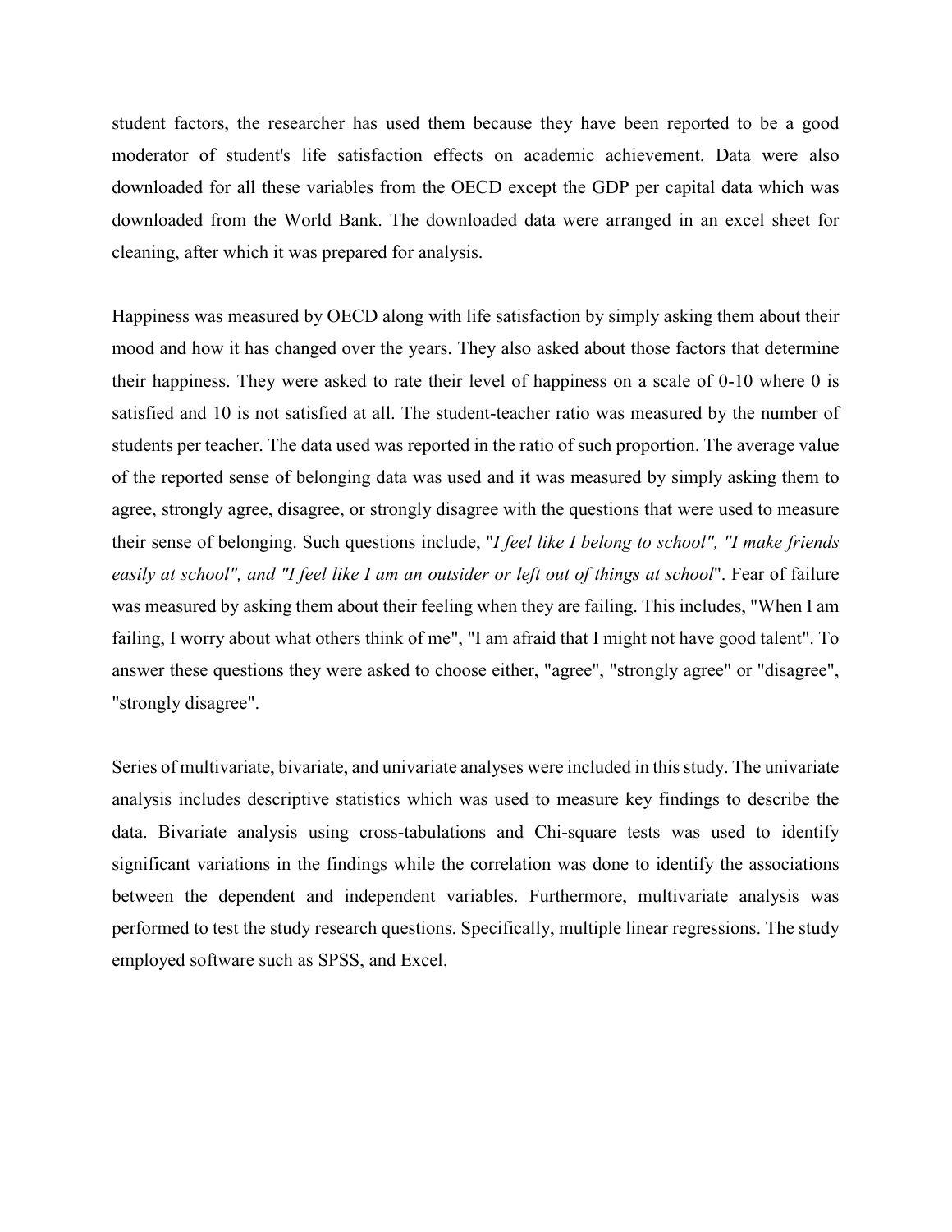student factors, the researcher has used them because they have been reported to be a good moderator of student's life satisfaction effects on academic achievement. Data were also downloaded for all these variables from the OECD except the GDP per capital data which was downloaded from the World Bank. The downloaded data were arranged in an excel sheet for cleaning, after which it was prepared for analysis.

Happiness was measured by OECD along with life satisfaction by simply asking them about their mood and how it has changed over the years. They also asked about those factors that determine their happiness. They were asked to rate their level of happiness on a scale of 0-10 where 0 is satisfied and 10 is not satisfied at all. The student-teacher ratio was measured by the number of students per teacher. The data used was reported in the ratio of such proportion. The average value of the reported sense of belonging data was used and it was measured by simply asking them to agree, strongly agree, disagree, or strongly disagree with the questions that were used to measure their sense of belonging. Such questions include, "*I feel like I belong to school", "I make friends easily at school", and "I feel like I am an outsider or left out of things at school*". Fear of failure was measured by asking them about their feeling when they are failing. This includes, "When I am failing, I worry about what others think of me", "I am afraid that I might not have good talent". To answer these questions they were asked to choose either, "agree", "strongly agree" or "disagree", "strongly disagree".

Series of multivariate, bivariate, and univariate analyses were included in this study. The univariate analysis includes descriptive statistics which was used to measure key findings to describe the data. Bivariate analysis using cross-tabulations and Chi-square tests was used to identify significant variations in the findings while the correlation was done to identify the associations between the dependent and independent variables. Furthermore, multivariate analysis was performed to test the study research questions. Specifically, multiple linear regressions. The study employed software such as SPSS, and Excel.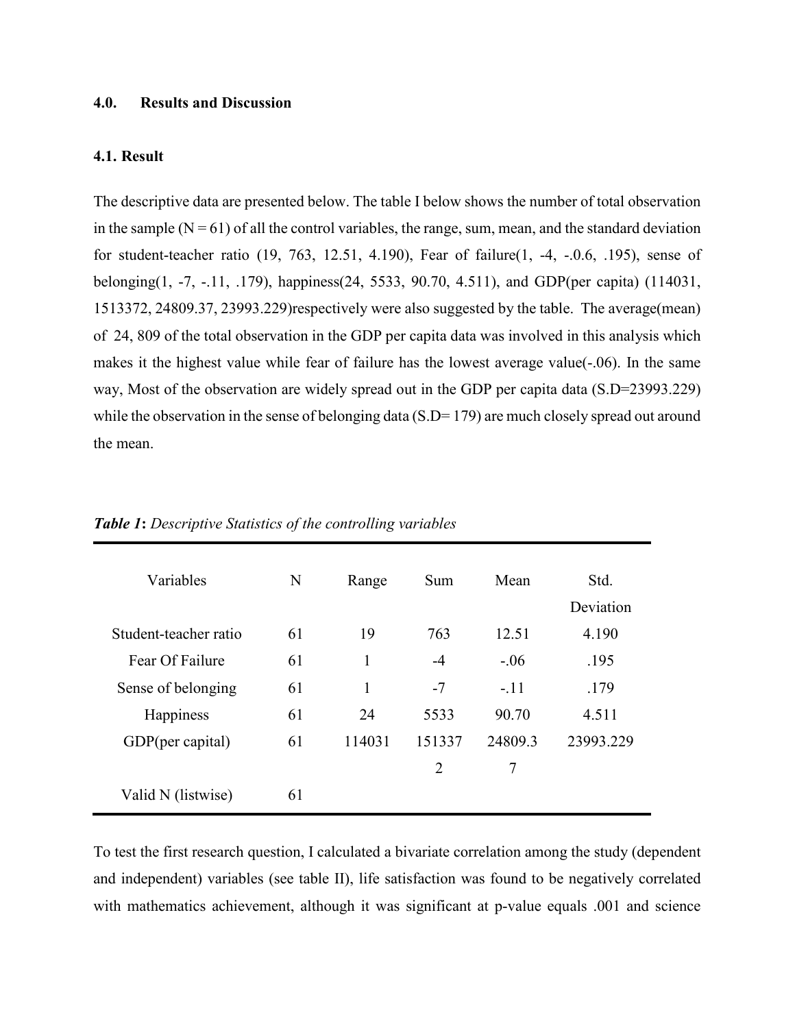## 4.0. Results and Discussion

### 4.1. Result

The descriptive data are presented below. The table I below shows the number of total observation in the sample (N = 61) of all the control variables, the range, sum, mean, and the standard deviation for student-teacher ratio (19, 763, 12.51, 4.190), Fear of failure(1, -4, -.0.6, .195), sense of belonging(1, -7, -.11, .179), happiness(24, 5533, 90.70, 4.511), and GDP(per capita) (114031, 1513372, 24809.37, 23993.229)respectively were also suggested by the table. The average(mean) of 24, 809 of the total observation in the GDP per capita data was involved in this analysis which makes it the highest value while fear of failure has the lowest average value(-.06). In the same way, Most of the observation are widely spread out in the GDP per capita data (S.D=23993.229) while the observation in the sense of belonging data (S.D= 179) are much closely spread out around the mean.

***Table 1**: Descriptive Statistics of the controlling variables*

| Variables | N | Range | Sum | Mean | Std. Deviation |
|---|---|---|---|---|---|
| Student-teacher ratio | 61 | 19 | 763 | 12.51 | 4.190 |
| Fear Of Failure | 61 | 1 | -4 | -.06 | .195 |
| Sense of belonging | 61 | 1 | -7 | -.11 | .179 |
| Happiness | 61 | 24 | 5533 | 90.70 | 4.511 |
| GDP(per capital) | 61 | 114031 | 1513372 | 24809.37 | 23993.229 |
| Valid N (listwise) | 61 | | | | |

To test the first research question, I calculated a bivariate correlation among the study (dependent and independent) variables (see table II), life satisfaction was found to be negatively correlated with mathematics achievement, although it was significant at p-value equals .001 and science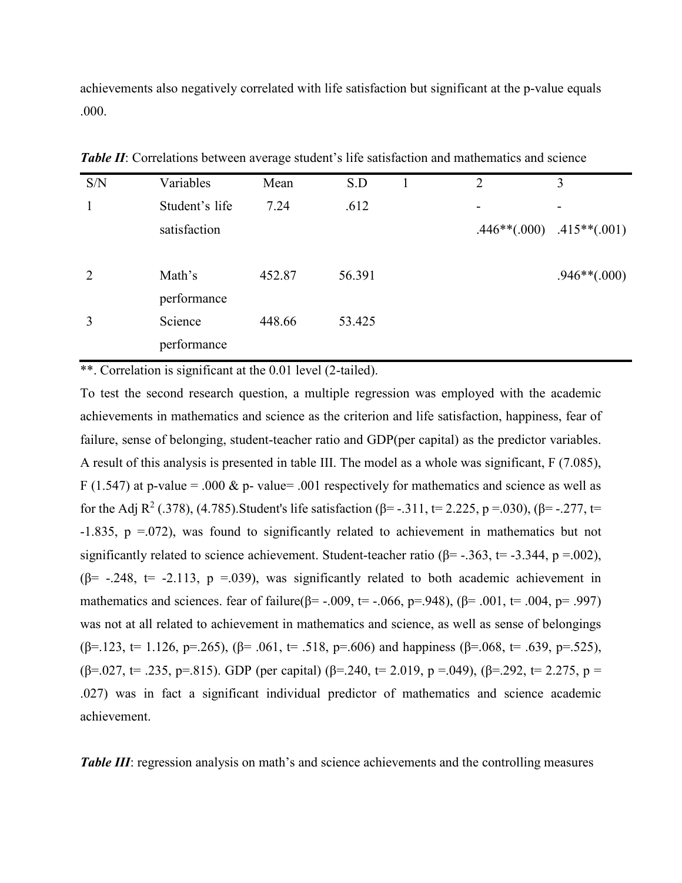achievements also negatively correlated with life satisfaction but significant at the p-value equals .000.

***Table II***: Correlations between average student's life satisfaction and mathematics and science

| S/N | Variables | Mean | S.D | 1 | 2 | 3 |
|---|---|---|---|---|---|---|
| 1 | Student's life satisfaction | 7.24 | .612 | | -.446**(.000) | -.415**(.001) |
| 2 | Math's performance | 452.87 | 56.391 | | | .946**(.000) |
| 3 | Science performance | 448.66 | 53.425 | | | |

**. Correlation is significant at the 0.01 level (2-tailed).

To test the second research question, a multiple regression was employed with the academic achievements in mathematics and science as the criterion and life satisfaction, happiness, fear of failure, sense of belonging, student-teacher ratio and GDP(per capital) as the predictor variables. A result of this analysis is presented in table III. The model as a whole was significant, F (7.085), F (1.547) at p-value = .000 & p- value= .001 respectively for mathematics and science as well as for the Adj $R^2$ (.378), (4.785).Student's life satisfaction (β= -.311, t= 2.225, p =.030), (β= -.277, t= -1.835, p =.072), was found to significantly related to achievement in mathematics but not significantly related to science achievement. Student-teacher ratio (β= -.363, t= -3.344, p =.002), (β= -.248, t= -2.113, p =.039), was significantly related to both academic achievement in mathematics and sciences. fear of failure(β= -.009, t= -.066, p=.948), (β= .001, t= .004, p= .997) was not at all related to achievement in mathematics and science, as well as sense of belongings (β=.123, t= 1.126, p=.265), (β= .061, t= .518, p=.606) and happiness (β=.068, t= .639, p=.525), (β=.027, t= .235, p=.815). GDP (per capital) (β=.240, t= 2.019, p =.049), (β=.292, t= 2.275, p = .027) was in fact a significant individual predictor of mathematics and science academic achievement.

***Table III***: regression analysis on math's and science achievements and the controlling measures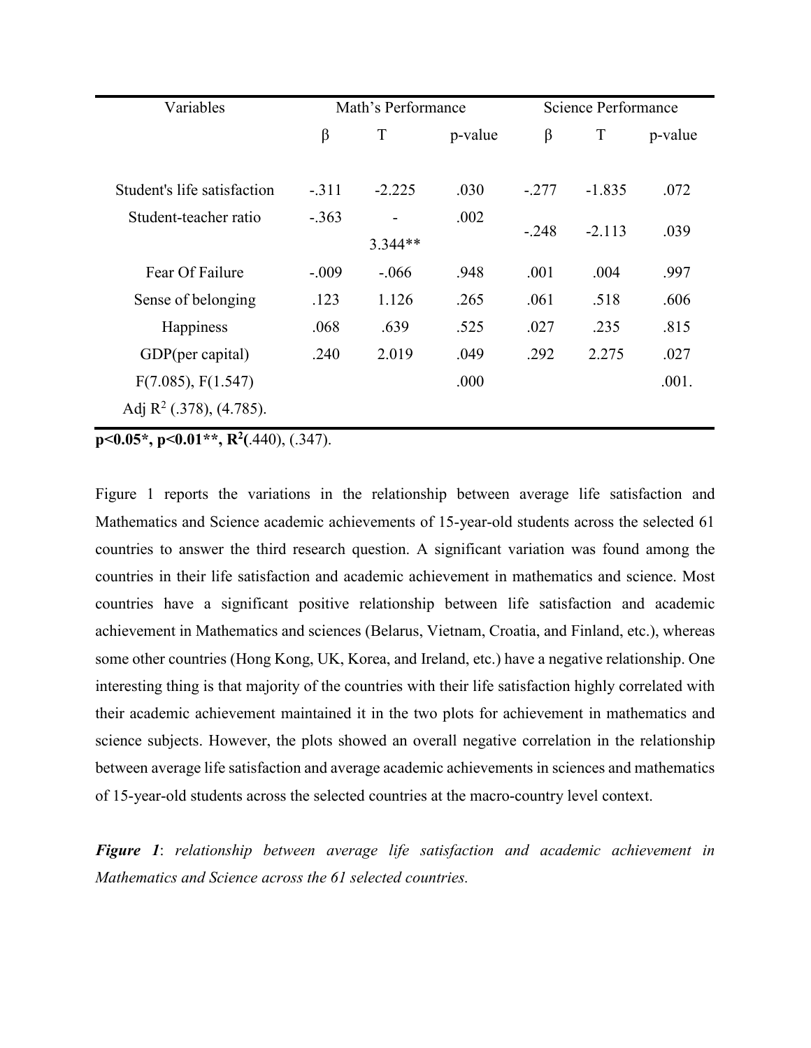| Variables | Math's Performance | | | Science Performance | | |
|---|---|---|---|---|---|---|
| | β | T | p-value | β | T | p-value |
| Student's life satisfaction | -.311 | -2.225 | .030 | -.277 | -1.835 | .072 |
| Student-teacher ratio | -.363 | -3.344** | .002 | -.248 | -2.113 | .039 |
| Fear Of Failure | -.009 | -.066 | .948 | .001 | .004 | .997 |
| Sense of belonging | .123 | 1.126 | .265 | .061 | .518 | .606 |
| Happiness | .068 | .639 | .525 | .027 | .235 | .815 |
| GDP(per capital) | .240 | 2.019 | .049 | .292 | 2.275 | .027 |
| F(7.085), F(1.547) | | | .000 | | | .001. |
| Adj $R^2$ (.378), (4.785). | | | | | | |

**p<0.05*, p<0.01**, $R^2$(**.440), (.347).

Figure 1 reports the variations in the relationship between average life satisfaction and Mathematics and Science academic achievements of 15-year-old students across the selected 61 countries to answer the third research question. A significant variation was found among the countries in their life satisfaction and academic achievement in mathematics and science. Most countries have a significant positive relationship between life satisfaction and academic achievement in Mathematics and sciences (Belarus, Vietnam, Croatia, and Finland, etc.), whereas some other countries (Hong Kong, UK, Korea, and Ireland, etc.) have a negative relationship. One interesting thing is that majority of the countries with their life satisfaction highly correlated with their academic achievement maintained it in the two plots for achievement in mathematics and science subjects. However, the plots showed an overall negative correlation in the relationship between average life satisfaction and average academic achievements in sciences and mathematics of 15-year-old students across the selected countries at the macro-country level context.

***Figure 1***: *relationship between average life satisfaction and academic achievement in Mathematics and Science across the 61 selected countries.*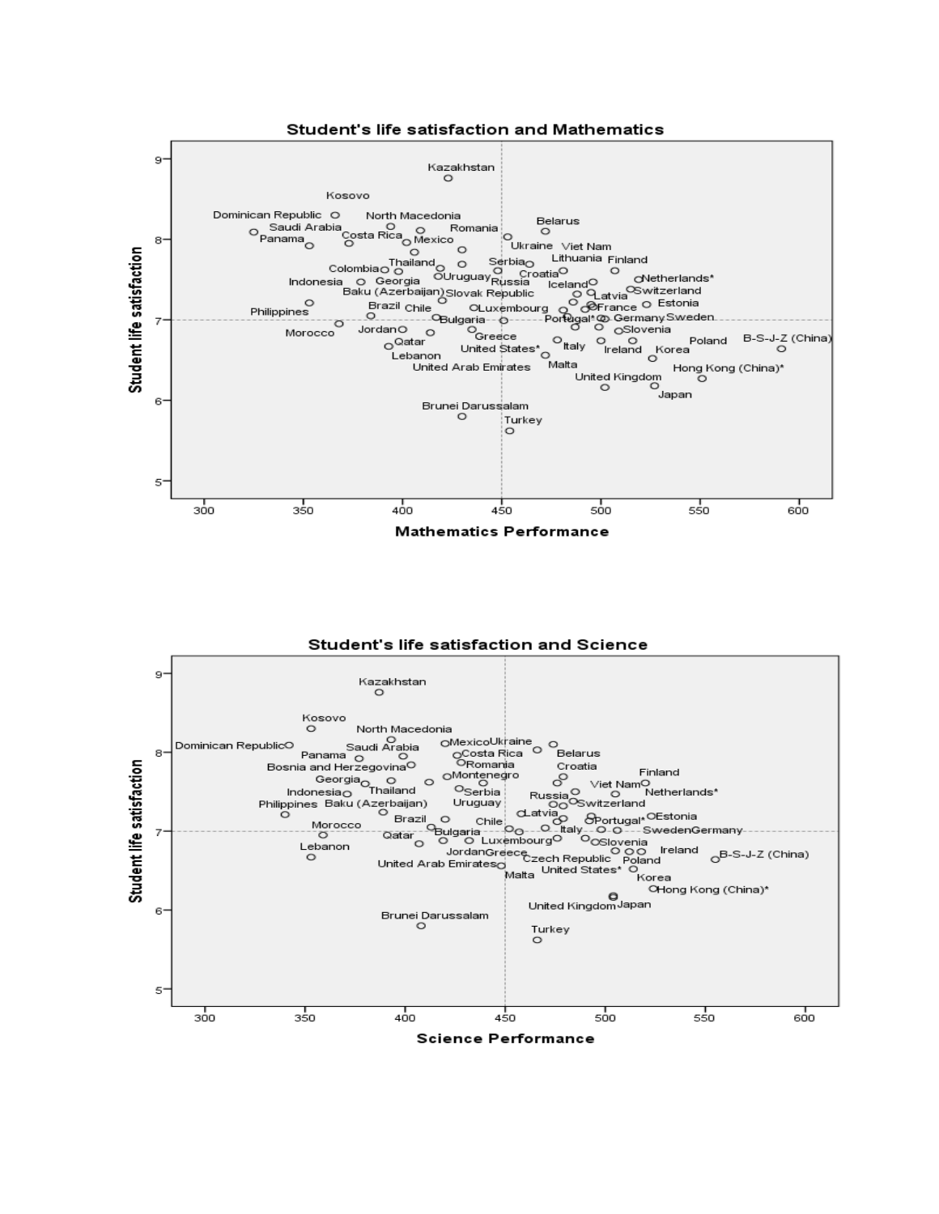**Student's life satisfaction and Mathematics**

**Student's life satisfaction and Science**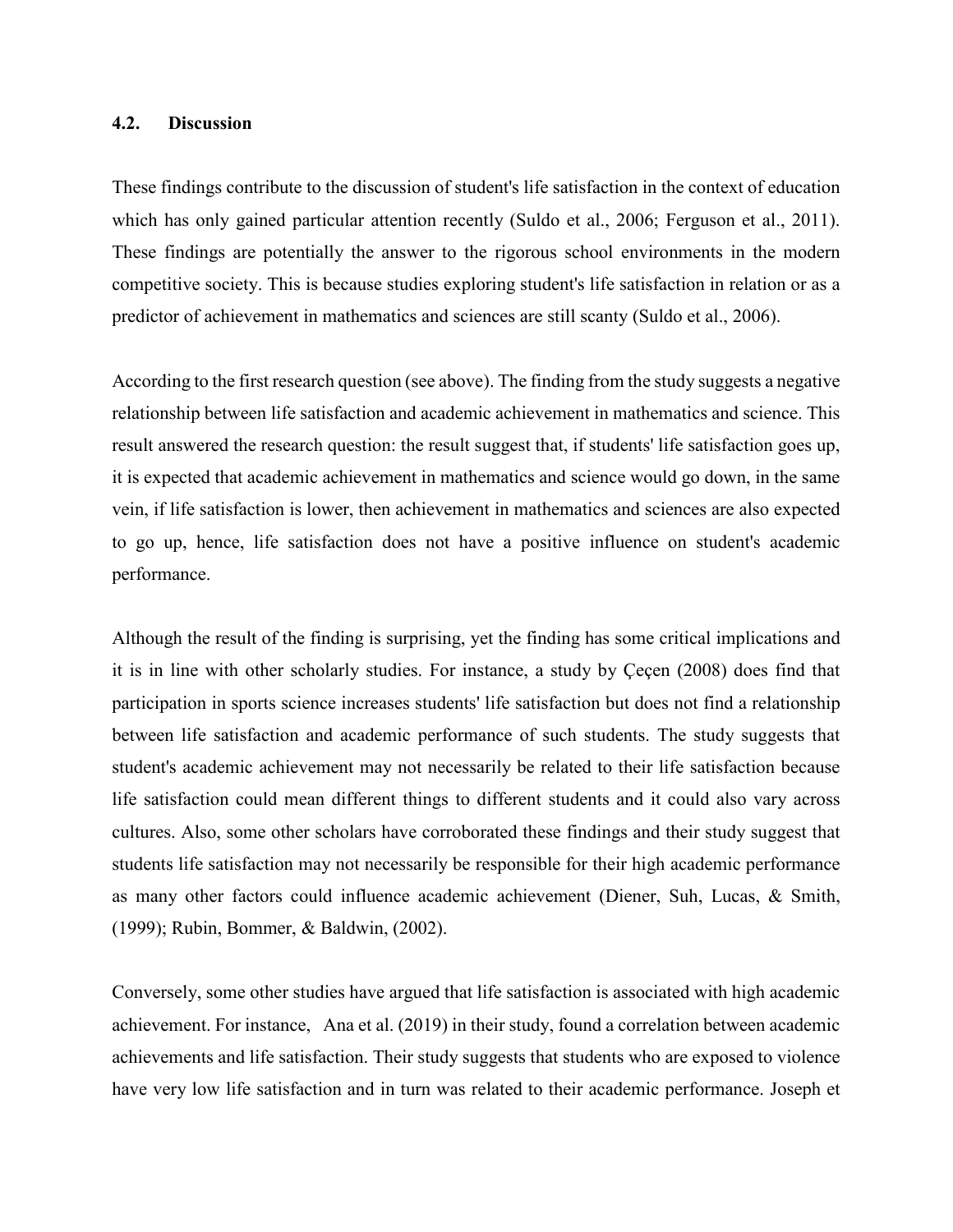### 4.2. Discussion

These findings contribute to the discussion of student's life satisfaction in the context of education which has only gained particular attention recently (Suldo et al., 2006; Ferguson et al., 2011). These findings are potentially the answer to the rigorous school environments in the modern competitive society. This is because studies exploring student's life satisfaction in relation or as a predictor of achievement in mathematics and sciences are still scanty (Suldo et al., 2006).

According to the first research question (see above). The finding from the study suggests a negative relationship between life satisfaction and academic achievement in mathematics and science. This result answered the research question: the result suggest that, if students' life satisfaction goes up, it is expected that academic achievement in mathematics and science would go down, in the same vein, if life satisfaction is lower, then achievement in mathematics and sciences are also expected to go up, hence, life satisfaction does not have a positive influence on student's academic performance.

Although the result of the finding is surprising, yet the finding has some critical implications and it is in line with other scholarly studies. For instance, a study by Çeçen (2008) does find that participation in sports science increases students' life satisfaction but does not find a relationship between life satisfaction and academic performance of such students. The study suggests that student's academic achievement may not necessarily be related to their life satisfaction because life satisfaction could mean different things to different students and it could also vary across cultures. Also, some other scholars have corroborated these findings and their study suggest that students life satisfaction may not necessarily be responsible for their high academic performance as many other factors could influence academic achievement (Diener, Suh, Lucas, & Smith, (1999); Rubin, Bommer, & Baldwin, (2002).

Conversely, some other studies have argued that life satisfaction is associated with high academic achievement. For instance, Ana et al. (2019) in their study, found a correlation between academic achievements and life satisfaction. Their study suggests that students who are exposed to violence have very low life satisfaction and in turn was related to their academic performance. Joseph et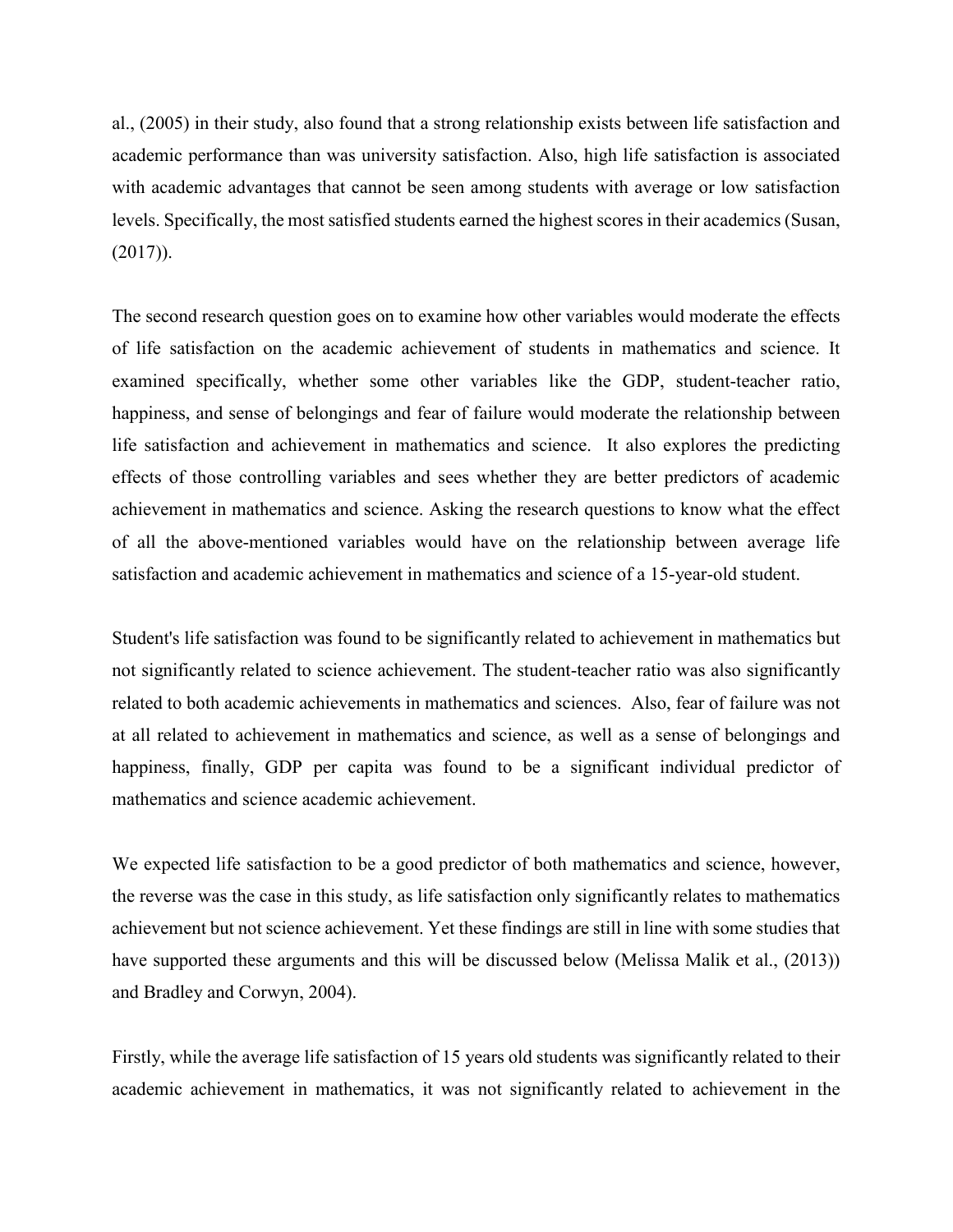al., (2005) in their study, also found that a strong relationship exists between life satisfaction and academic performance than was university satisfaction. Also, high life satisfaction is associated with academic advantages that cannot be seen among students with average or low satisfaction levels. Specifically, the most satisfied students earned the highest scores in their academics (Susan, (2017)).

The second research question goes on to examine how other variables would moderate the effects of life satisfaction on the academic achievement of students in mathematics and science. It examined specifically, whether some other variables like the GDP, student-teacher ratio, happiness, and sense of belongings and fear of failure would moderate the relationship between life satisfaction and achievement in mathematics and science. It also explores the predicting effects of those controlling variables and sees whether they are better predictors of academic achievement in mathematics and science. Asking the research questions to know what the effect of all the above-mentioned variables would have on the relationship between average life satisfaction and academic achievement in mathematics and science of a 15-year-old student.

Student's life satisfaction was found to be significantly related to achievement in mathematics but not significantly related to science achievement. The student-teacher ratio was also significantly related to both academic achievements in mathematics and sciences. Also, fear of failure was not at all related to achievement in mathematics and science, as well as a sense of belongings and happiness, finally, GDP per capita was found to be a significant individual predictor of mathematics and science academic achievement.

We expected life satisfaction to be a good predictor of both mathematics and science, however, the reverse was the case in this study, as life satisfaction only significantly relates to mathematics achievement but not science achievement. Yet these findings are still in line with some studies that have supported these arguments and this will be discussed below (Melissa Malik et al., (2013)) and Bradley and Corwyn, 2004).

Firstly, while the average life satisfaction of 15 years old students was significantly related to their academic achievement in mathematics, it was not significantly related to achievement in the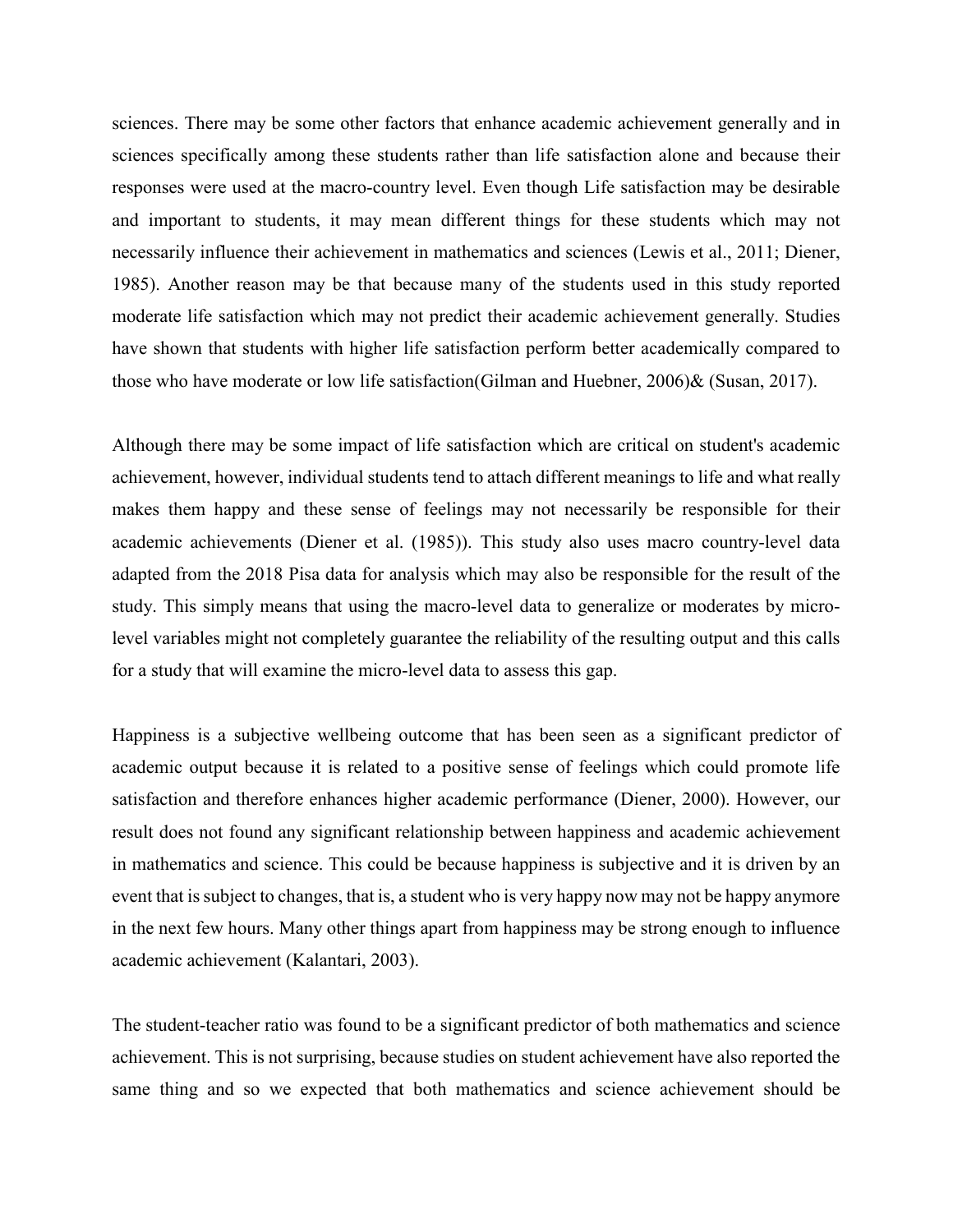sciences. There may be some other factors that enhance academic achievement generally and in sciences specifically among these students rather than life satisfaction alone and because their responses were used at the macro-country level. Even though Life satisfaction may be desirable and important to students, it may mean different things for these students which may not necessarily influence their achievement in mathematics and sciences (Lewis et al., 2011; Diener, 1985). Another reason may be that because many of the students used in this study reported moderate life satisfaction which may not predict their academic achievement generally. Studies have shown that students with higher life satisfaction perform better academically compared to those who have moderate or low life satisfaction(Gilman and Huebner, 2006)& (Susan, 2017).

Although there may be some impact of life satisfaction which are critical on student's academic achievement, however, individual students tend to attach different meanings to life and what really makes them happy and these sense of feelings may not necessarily be responsible for their academic achievements (Diener et al. (1985)). This study also uses macro country-level data adapted from the 2018 Pisa data for analysis which may also be responsible for the result of the study. This simply means that using the macro-level data to generalize or moderates by micro-level variables might not completely guarantee the reliability of the resulting output and this calls for a study that will examine the micro-level data to assess this gap.

Happiness is a subjective wellbeing outcome that has been seen as a significant predictor of academic output because it is related to a positive sense of feelings which could promote life satisfaction and therefore enhances higher academic performance (Diener, 2000). However, our result does not found any significant relationship between happiness and academic achievement in mathematics and science. This could be because happiness is subjective and it is driven by an event that is subject to changes, that is, a student who is very happy now may not be happy anymore in the next few hours. Many other things apart from happiness may be strong enough to influence academic achievement (Kalantari, 2003).

The student-teacher ratio was found to be a significant predictor of both mathematics and science achievement. This is not surprising, because studies on student achievement have also reported the same thing and so we expected that both mathematics and science achievement should be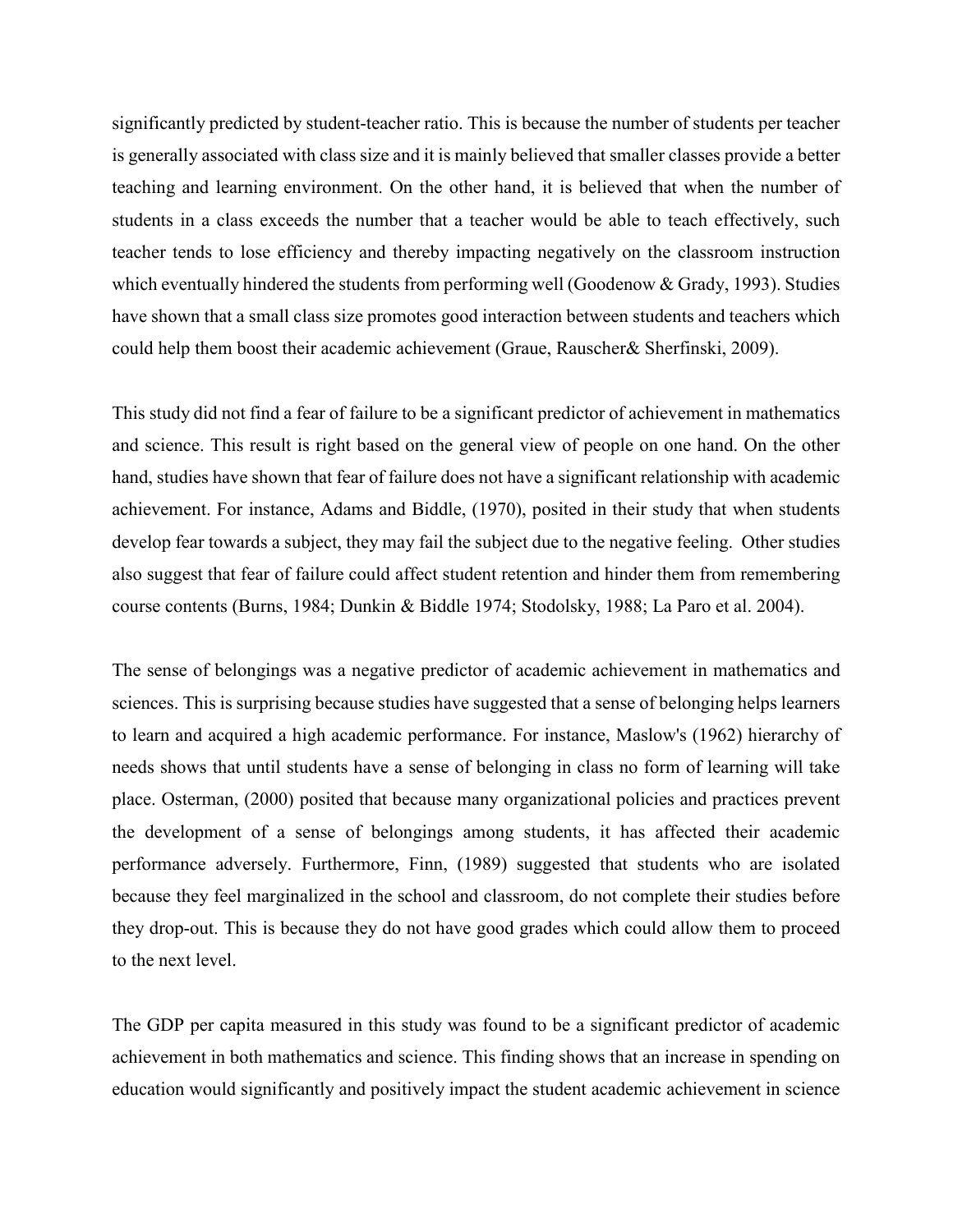significantly predicted by student-teacher ratio. This is because the number of students per teacher is generally associated with class size and it is mainly believed that smaller classes provide a better teaching and learning environment. On the other hand, it is believed that when the number of students in a class exceeds the number that a teacher would be able to teach effectively, such teacher tends to lose efficiency and thereby impacting negatively on the classroom instruction which eventually hindered the students from performing well (Goodenow & Grady, 1993). Studies have shown that a small class size promotes good interaction between students and teachers which could help them boost their academic achievement (Graue, Rauscher& Sherfinski, 2009).

This study did not find a fear of failure to be a significant predictor of achievement in mathematics and science. This result is right based on the general view of people on one hand. On the other hand, studies have shown that fear of failure does not have a significant relationship with academic achievement. For instance, Adams and Biddle, (1970), posited in their study that when students develop fear towards a subject, they may fail the subject due to the negative feeling. Other studies also suggest that fear of failure could affect student retention and hinder them from remembering course contents (Burns, 1984; Dunkin & Biddle 1974; Stodolsky, 1988; La Paro et al. 2004).

The sense of belongings was a negative predictor of academic achievement in mathematics and sciences. This is surprising because studies have suggested that a sense of belonging helps learners to learn and acquired a high academic performance. For instance, Maslow's (1962) hierarchy of needs shows that until students have a sense of belonging in class no form of learning will take place. Osterman, (2000) posited that because many organizational policies and practices prevent the development of a sense of belongings among students, it has affected their academic performance adversely. Furthermore, Finn, (1989) suggested that students who are isolated because they feel marginalized in the school and classroom, do not complete their studies before they drop-out. This is because they do not have good grades which could allow them to proceed to the next level.

The GDP per capita measured in this study was found to be a significant predictor of academic achievement in both mathematics and science. This finding shows that an increase in spending on education would significantly and positively impact the student academic achievement in science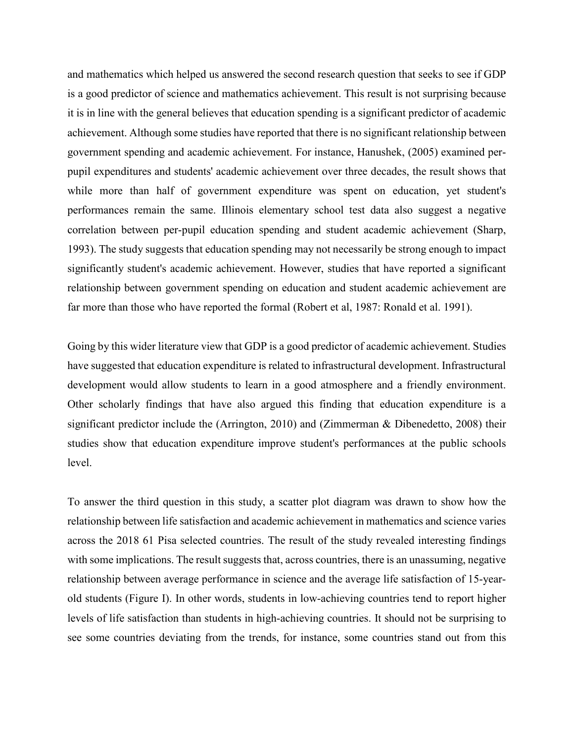and mathematics which helped us answered the second research question that seeks to see if GDP is a good predictor of science and mathematics achievement. This result is not surprising because it is in line with the general believes that education spending is a significant predictor of academic achievement. Although some studies have reported that there is no significant relationship between government spending and academic achievement. For instance, Hanushek, (2005) examined per-pupil expenditures and students' academic achievement over three decades, the result shows that while more than half of government expenditure was spent on education, yet student's performances remain the same. Illinois elementary school test data also suggest a negative correlation between per-pupil education spending and student academic achievement (Sharp, 1993). The study suggests that education spending may not necessarily be strong enough to impact significantly student's academic achievement. However, studies that have reported a significant relationship between government spending on education and student academic achievement are far more than those who have reported the formal (Robert et al, 1987: Ronald et al. 1991).

Going by this wider literature view that GDP is a good predictor of academic achievement. Studies have suggested that education expenditure is related to infrastructural development. Infrastructural development would allow students to learn in a good atmosphere and a friendly environment. Other scholarly findings that have also argued this finding that education expenditure is a significant predictor include the (Arrington, 2010) and (Zimmerman & Dibenedetto, 2008) their studies show that education expenditure improve student's performances at the public schools level.

To answer the third question in this study, a scatter plot diagram was drawn to show how the relationship between life satisfaction and academic achievement in mathematics and science varies across the 2018 61 Pisa selected countries. The result of the study revealed interesting findings with some implications. The result suggests that, across countries, there is an unassuming, negative relationship between average performance in science and the average life satisfaction of 15-year-old students (Figure I). In other words, students in low-achieving countries tend to report higher levels of life satisfaction than students in high-achieving countries. It should not be surprising to see some countries deviating from the trends, for instance, some countries stand out from this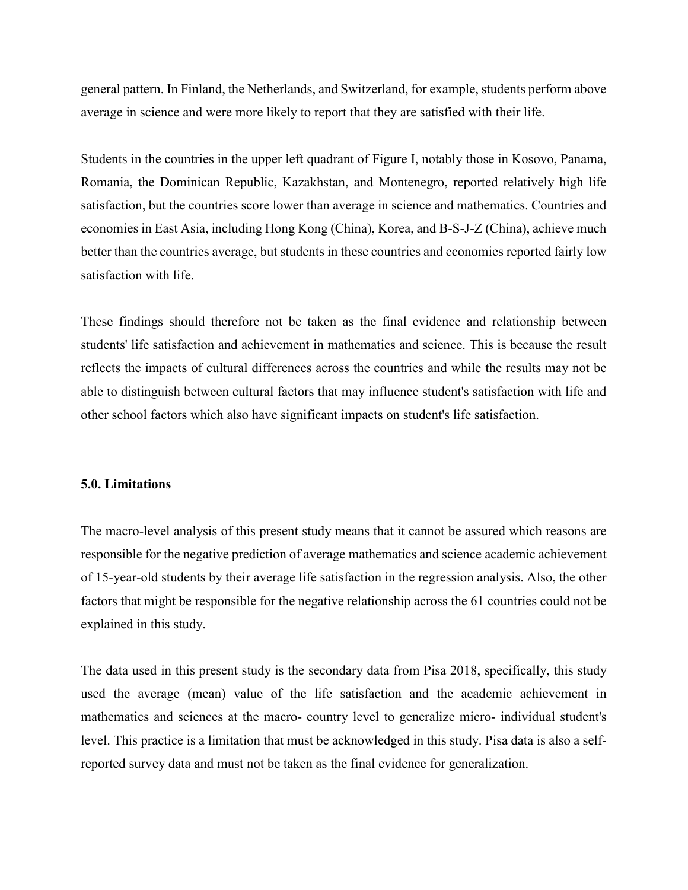general pattern. In Finland, the Netherlands, and Switzerland, for example, students perform above average in science and were more likely to report that they are satisfied with their life.

Students in the countries in the upper left quadrant of Figure I, notably those in Kosovo, Panama, Romania, the Dominican Republic, Kazakhstan, and Montenegro, reported relatively high life satisfaction, but the countries score lower than average in science and mathematics. Countries and economies in East Asia, including Hong Kong (China), Korea, and B-S-J-Z (China), achieve much better than the countries average, but students in these countries and economies reported fairly low satisfaction with life.

These findings should therefore not be taken as the final evidence and relationship between students' life satisfaction and achievement in mathematics and science. This is because the result reflects the impacts of cultural differences across the countries and while the results may not be able to distinguish between cultural factors that may influence student's satisfaction with life and other school factors which also have significant impacts on student's life satisfaction.

## 5.0. Limitations

The macro-level analysis of this present study means that it cannot be assured which reasons are responsible for the negative prediction of average mathematics and science academic achievement of 15-year-old students by their average life satisfaction in the regression analysis. Also, the other factors that might be responsible for the negative relationship across the 61 countries could not be explained in this study.

The data used in this present study is the secondary data from Pisa 2018, specifically, this study used the average (mean) value of the life satisfaction and the academic achievement in mathematics and sciences at the macro- country level to generalize micro- individual student's level. This practice is a limitation that must be acknowledged in this study. Pisa data is also a self-reported survey data and must not be taken as the final evidence for generalization.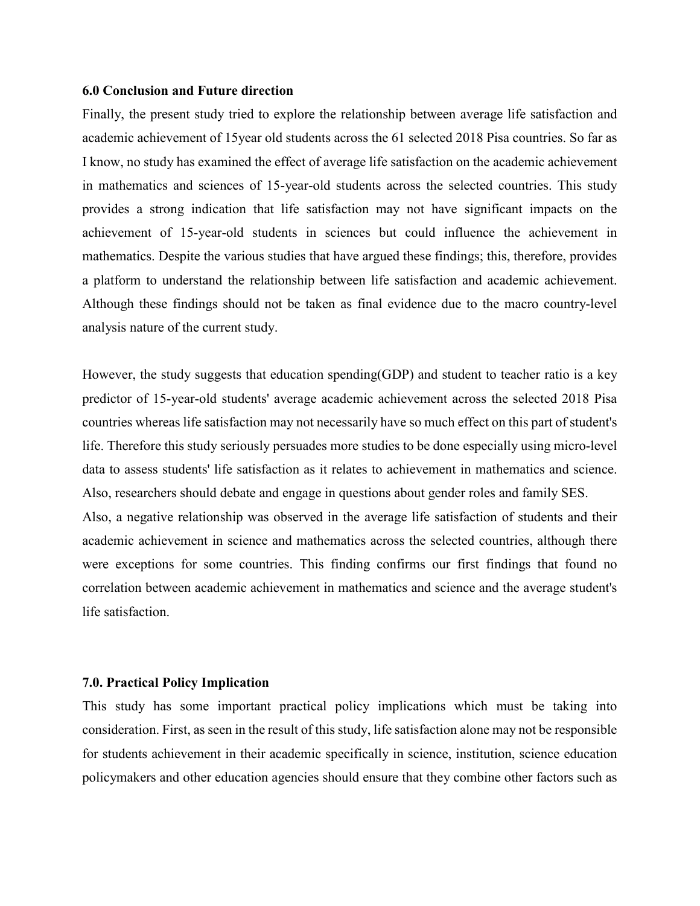**6.0 Conclusion and Future direction**

Finally, the present study tried to explore the relationship between average life satisfaction and academic achievement of 15year old students across the 61 selected 2018 Pisa countries. So far as I know, no study has examined the effect of average life satisfaction on the academic achievement in mathematics and sciences of 15-year-old students across the selected countries. This study provides a strong indication that life satisfaction may not have significant impacts on the achievement of 15-year-old students in sciences but could influence the achievement in mathematics. Despite the various studies that have argued these findings; this, therefore, provides a platform to understand the relationship between life satisfaction and academic achievement. Although these findings should not be taken as final evidence due to the macro country-level analysis nature of the current study.

However, the study suggests that education spending(GDP) and student to teacher ratio is a key predictor of 15-year-old students' average academic achievement across the selected 2018 Pisa countries whereas life satisfaction may not necessarily have so much effect on this part of student's life. Therefore this study seriously persuades more studies to be done especially using micro-level data to assess students' life satisfaction as it relates to achievement in mathematics and science. Also, researchers should debate and engage in questions about gender roles and family SES.

Also, a negative relationship was observed in the average life satisfaction of students and their academic achievement in science and mathematics across the selected countries, although there were exceptions for some countries. This finding confirms our first findings that found no correlation between academic achievement in mathematics and science and the average student's life satisfaction.

**7.0. Practical Policy Implication**

This study has some important practical policy implications which must be taking into consideration. First, as seen in the result of this study, life satisfaction alone may not be responsible for students achievement in their academic specifically in science, institution, science education policymakers and other education agencies should ensure that they combine other factors such as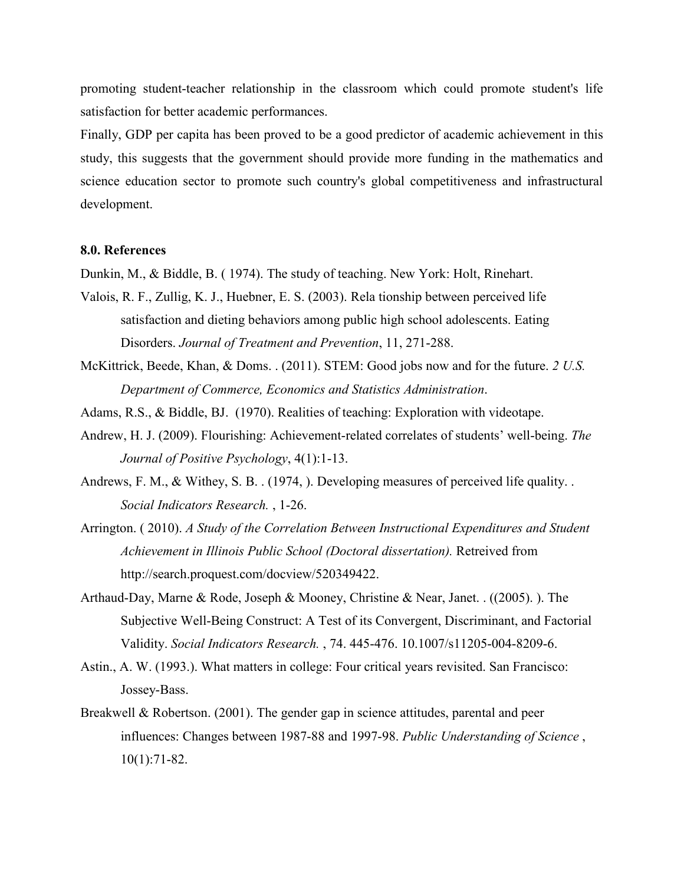promoting student-teacher relationship in the classroom which could promote student's life satisfaction for better academic performances.

Finally, GDP per capita has been proved to be a good predictor of academic achievement in this study, this suggests that the government should provide more funding in the mathematics and science education sector to promote such country's global competitiveness and infrastructural development.

## 8.0. References

Dunkin, M., & Biddle, B. ( 1974). The study of teaching. New York: Holt, Rinehart.

Valois, R. F., Zullig, K. J., Huebner, E. S. (2003). Rela tionship between perceived life satisfaction and dieting behaviors among public high school adolescents. Eating Disorders. *Journal of Treatment and Prevention*, 11, 271-288.

McKittrick, Beede, Khan, & Doms. . (2011). STEM: Good jobs now and for the future. *2 U.S. Department of Commerce, Economics and Statistics Administration*.

Adams, R.S., & Biddle, BJ. (1970). Realities of teaching: Exploration with videotape.

Andrew, H. J. (2009). Flourishing: Achievement-related correlates of students' well-being. *The Journal of Positive Psychology*, 4(1):1-13.

Andrews, F. M., & Withey, S. B. . (1974, ). Developing measures of perceived life quality. . *Social Indicators Research.* , 1-26.

Arrington. ( 2010). *A Study of the Correlation Between Instructional Expenditures and Student Achievement in Illinois Public School (Doctoral dissertation).* Retreived from http://search.proquest.com/docview/520349422.

Arthaud-Day, Marne & Rode, Joseph & Mooney, Christine & Near, Janet. . ((2005). ). The Subjective Well-Being Construct: A Test of its Convergent, Discriminant, and Factorial Validity. *Social Indicators Research.* , 74. 445-476. 10.1007/s11205-004-8209-6.

Astin., A. W. (1993.). What matters in college: Four critical years revisited. San Francisco: Jossey-Bass.

Breakwell & Robertson. (2001). The gender gap in science attitudes, parental and peer influences: Changes between 1987-88 and 1997-98. *Public Understanding of Science* , 10(1):71-82.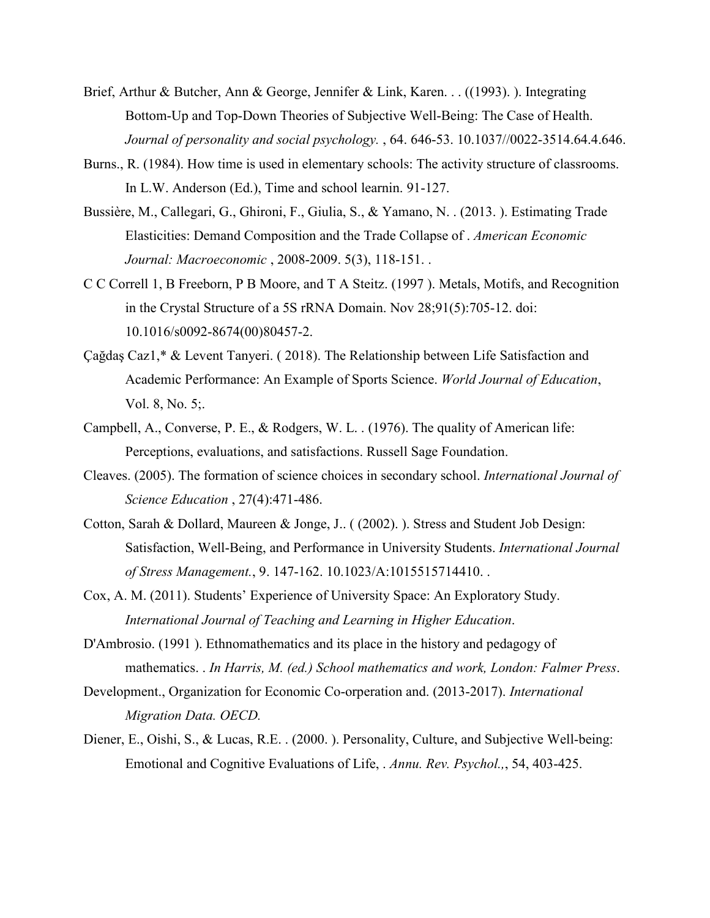Brief, Arthur & Butcher, Ann & George, Jennifer & Link, Karen. . . ((1993). ). Integrating Bottom-Up and Top-Down Theories of Subjective Well-Being: The Case of Health. *Journal of personality and social psychology.* , 64. 646-53. 10.1037//0022-3514.64.4.646.

Burns., R. (1984). How time is used in elementary schools: The activity structure of classrooms. In L.W. Anderson (Ed.), Time and school learnin. 91-127.

Bussière, M., Callegari, G., Ghironi, F., Giulia, S., & Yamano, N. . (2013. ). Estimating Trade Elasticities: Demand Composition and the Trade Collapse of . *American Economic Journal: Macroeconomic* , 2008-2009. 5(3), 118-151. .

C C Correll 1, B Freeborn, P B Moore, and T A Steitz. (1997 ). Metals, Motifs, and Recognition in the Crystal Structure of a 5S rRNA Domain. Nov 28;91(5):705-12. doi: 10.1016/s0092-8674(00)80457-2.

Çağdaş Caz1,* & Levent Tanyeri. ( 2018). The Relationship between Life Satisfaction and Academic Performance: An Example of Sports Science. *World Journal of Education*, Vol. 8, No. 5;.

Campbell, A., Converse, P. E., & Rodgers, W. L. . (1976). The quality of American life: Perceptions, evaluations, and satisfactions. Russell Sage Foundation.

Cleaves. (2005). The formation of science choices in secondary school. *International Journal of Science Education* , 27(4):471-486.

Cotton, Sarah & Dollard, Maureen & Jonge, J.. ( (2002). ). Stress and Student Job Design: Satisfaction, Well-Being, and Performance in University Students. *International Journal of Stress Management.*, 9. 147-162. 10.1023/A:1015515714410. .

Cox, A. M. (2011). Students' Experience of University Space: An Exploratory Study. *International Journal of Teaching and Learning in Higher Education*.

D'Ambrosio. (1991 ). Ethnomathematics and its place in the history and pedagogy of mathematics. . *In Harris, M. (ed.) School mathematics and work, London: Falmer Press*.

Development., Organization for Economic Co-orperation and. (2013-2017). *International Migration Data. OECD.*

Diener, E., Oishi, S., & Lucas, R.E. . (2000. ). Personality, Culture, and Subjective Well-being: Emotional and Cognitive Evaluations of Life, . *Annu. Rev. Psychol.,*, 54, 403-425.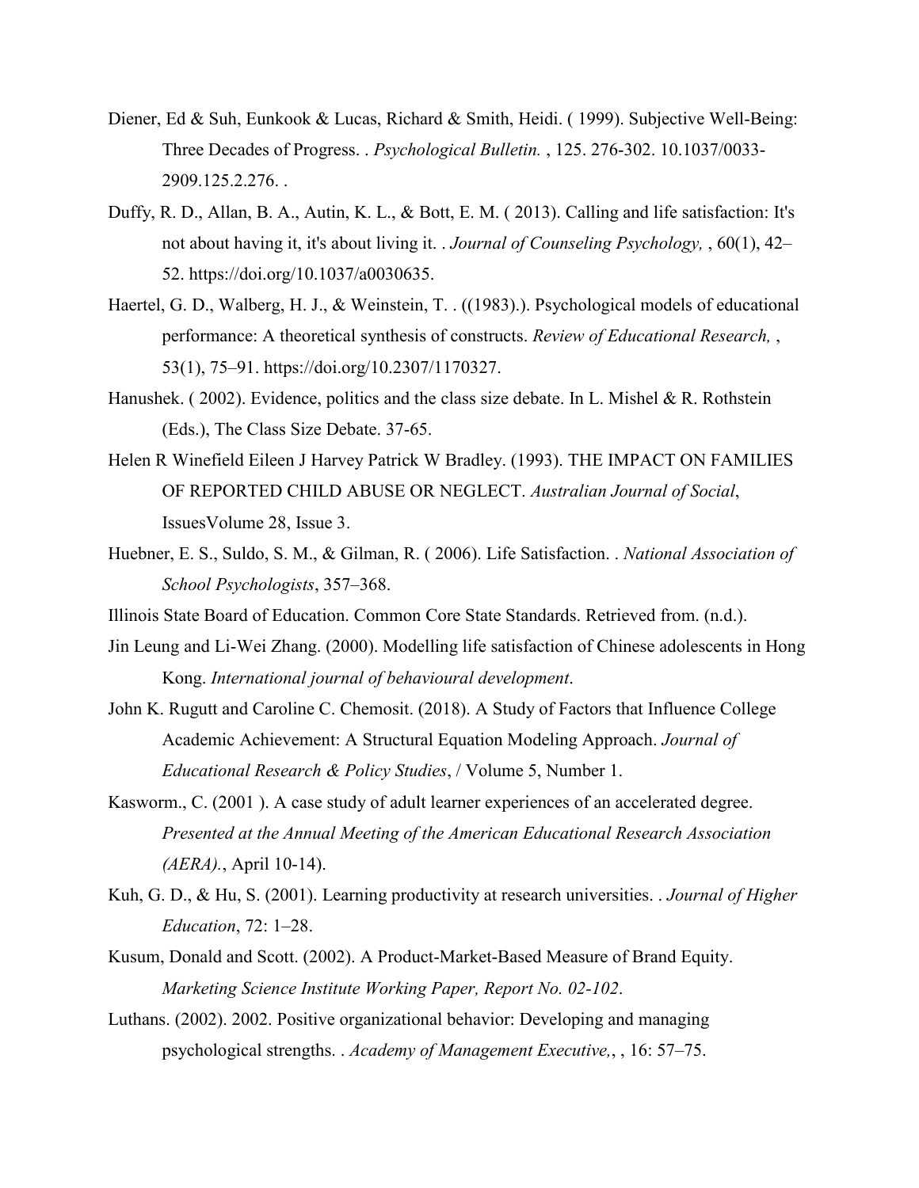Diener, Ed & Suh, Eunkook & Lucas, Richard & Smith, Heidi. ( 1999). Subjective Well-Being: Three Decades of Progress. . *Psychological Bulletin.* , 125. 276-302. 10.1037/0033-2909.125.2.276. .

Duffy, R. D., Allan, B. A., Autin, K. L., & Bott, E. M. ( 2013). Calling and life satisfaction: It's not about having it, it's about living it. . *Journal of Counseling Psychology,* , 60(1), 42–52. https://doi.org/10.1037/a0030635.

Haertel, G. D., Walberg, H. J., & Weinstein, T. . ((1983).). Psychological models of educational performance: A theoretical synthesis of constructs. *Review of Educational Research,* , 53(1), 75–91. https://doi.org/10.2307/1170327.

Hanushek. ( 2002). Evidence, politics and the class size debate. In L. Mishel & R. Rothstein (Eds.), The Class Size Debate. 37-65.

Helen R Winefield Eileen J Harvey Patrick W Bradley. (1993). THE IMPACT ON FAMILIES OF REPORTED CHILD ABUSE OR NEGLECT. *Australian Journal of Social*, IssuesVolume 28, Issue 3.

Huebner, E. S., Suldo, S. M., & Gilman, R. ( 2006). Life Satisfaction. . *National Association of School Psychologists*, 357–368.

Illinois State Board of Education. Common Core State Standards. Retrieved from. (n.d.).

Jin Leung and Li-Wei Zhang. (2000). Modelling life satisfaction of Chinese adolescents in Hong Kong. *International journal of behavioural development*.

John K. Rugutt and Caroline C. Chemosit. (2018). A Study of Factors that Influence College Academic Achievement: A Structural Equation Modeling Approach. *Journal of Educational Research & Policy Studies*, / Volume 5, Number 1.

Kasworm., C. (2001 ). A case study of adult learner experiences of an accelerated degree. *Presented at the Annual Meeting of the American Educational Research Association (AERA).*, April 10-14).

Kuh, G. D., & Hu, S. (2001). Learning productivity at research universities. . *Journal of Higher Education*, 72: 1–28.

Kusum, Donald and Scott. (2002). A Product-Market-Based Measure of Brand Equity. *Marketing Science Institute Working Paper, Report No. 02-102*.

Luthans. (2002). 2002. Positive organizational behavior: Developing and managing psychological strengths. . *Academy of Management Executive,*, , 16: 57–75.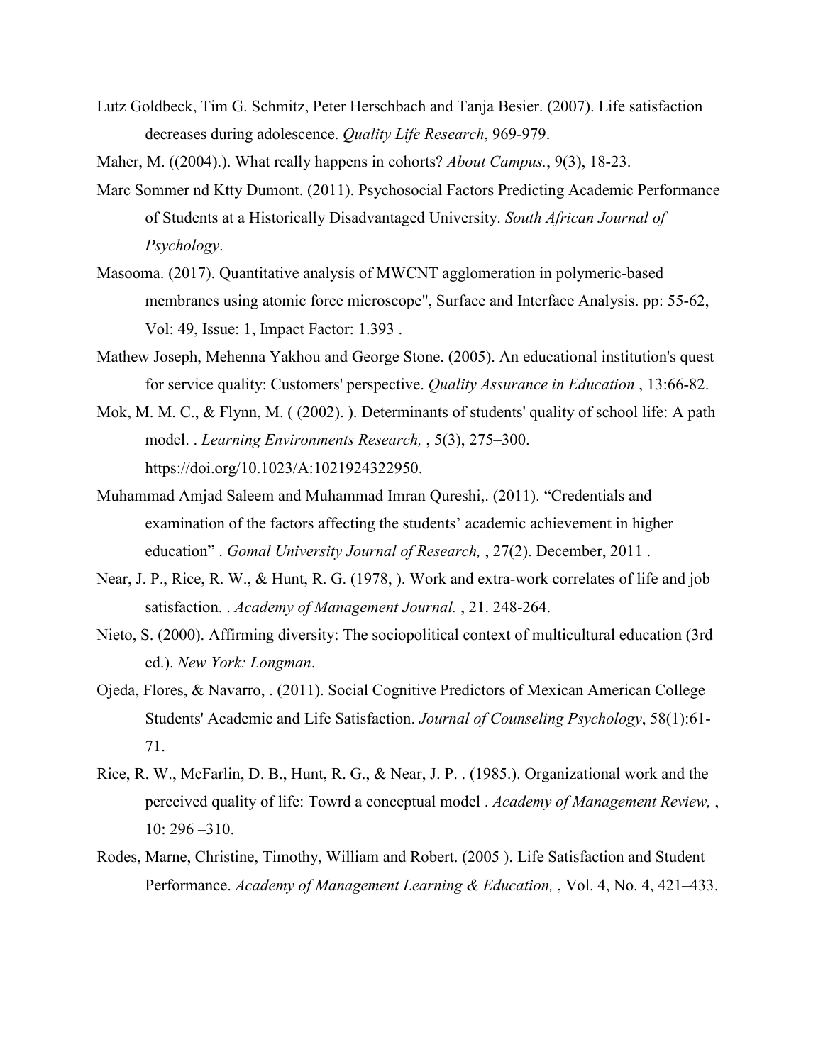Lutz Goldbeck, Tim G. Schmitz, Peter Herschbach and Tanja Besier. (2007). Life satisfaction decreases during adolescence. *Quality Life Research*, 969-979.

Maher, M. ((2004).). What really happens in cohorts? *About Campus.*, 9(3), 18-23.

Marc Sommer nd Ktty Dumont. (2011). Psychosocial Factors Predicting Academic Performance of Students at a Historically Disadvantaged University. *South African Journal of Psychology*.

Masooma. (2017). Quantitative analysis of MWCNT agglomeration in polymeric-based membranes using atomic force microscope", Surface and Interface Analysis. pp: 55-62, Vol: 49, Issue: 1, Impact Factor: 1.393 .

Mathew Joseph, Mehenna Yakhou and George Stone. (2005). An educational institution's quest for service quality: Customers' perspective. *Quality Assurance in Education* , 13:66-82.

Mok, M. M. C., & Flynn, M. ( (2002). ). Determinants of students' quality of school life: A path model. . *Learning Environments Research,* , 5(3), 275–300. https://doi.org/10.1023/A:1021924322950.

Muhammad Amjad Saleem and Muhammad Imran Qureshi,. (2011). "Credentials and examination of the factors affecting the students' academic achievement in higher education" . *Gomal University Journal of Research,* , 27(2). December, 2011 .

Near, J. P., Rice, R. W., & Hunt, R. G. (1978, ). Work and extra-work correlates of life and job satisfaction. . *Academy of Management Journal.* , 21. 248-264.

Nieto, S. (2000). Affirming diversity: The sociopolitical context of multicultural education (3rd ed.). *New York: Longman*.

Ojeda, Flores, & Navarro, . (2011). Social Cognitive Predictors of Mexican American College Students' Academic and Life Satisfaction. *Journal of Counseling Psychology*, 58(1):61-71.

Rice, R. W., McFarlin, D. B., Hunt, R. G., & Near, J. P. . (1985.). Organizational work and the perceived quality of life: Towrd a conceptual model . *Academy of Management Review,* , 10: 296 –310.

Rodes, Marne, Christine, Timothy, William and Robert. (2005 ). Life Satisfaction and Student Performance. *Academy of Management Learning & Education,* , Vol. 4, No. 4, 421–433.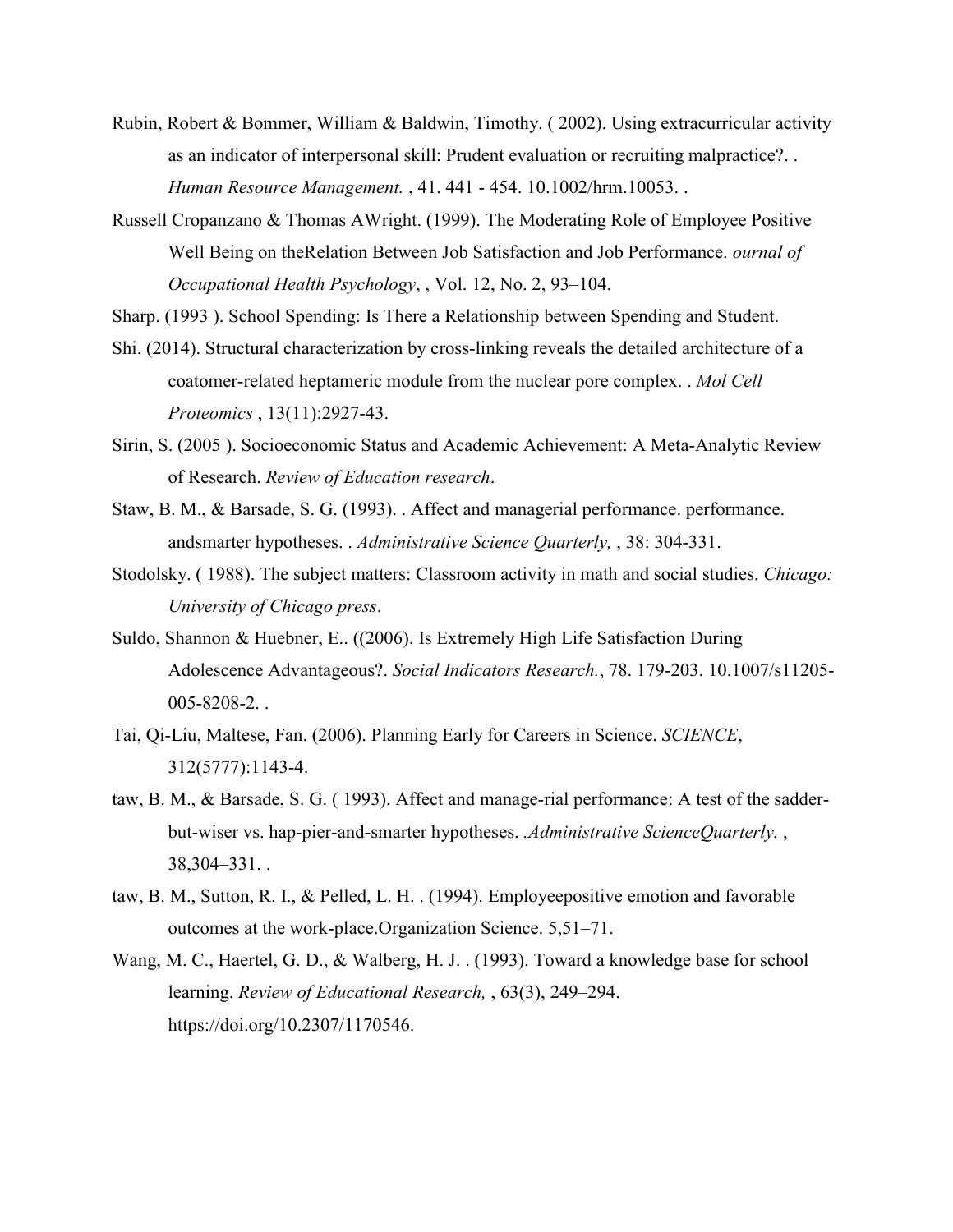Rubin, Robert & Bommer, William & Baldwin, Timothy. ( 2002). Using extracurricular activity as an indicator of interpersonal skill: Prudent evaluation or recruiting malpractice?. . *Human Resource Management.* , 41. 441 - 454. 10.1002/hrm.10053. .

Russell Cropanzano & Thomas AWright. (1999). The Moderating Role of Employee Positive Well Being on theRelation Between Job Satisfaction and Job Performance. *ournal of Occupational Health Psychology*, , Vol. 12, No. 2, 93–104.

Sharp. (1993 ). School Spending: Is There a Relationship between Spending and Student.

Shi. (2014). Structural characterization by cross-linking reveals the detailed architecture of a coatomer-related heptameric module from the nuclear pore complex. . *Mol Cell Proteomics* , 13(11):2927-43.

Sirin, S. (2005 ). Socioeconomic Status and Academic Achievement: A Meta-Analytic Review of Research. *Review of Education research*.

Staw, B. M., & Barsade, S. G. (1993). . Affect and managerial performance. performance. andsmarter hypotheses. . *Administrative Science Quarterly,* , 38: 304-331.

Stodolsky. ( 1988). The subject matters: Classroom activity in math and social studies. *Chicago: University of Chicago press*.

Suldo, Shannon & Huebner, E.. ((2006). Is Extremely High Life Satisfaction During Adolescence Advantageous?. *Social Indicators Research.*, 78. 179-203. 10.1007/s11205-005-8208-2. .

Tai, Qi-Liu, Maltese, Fan. (2006). Planning Early for Careers in Science. *SCIENCE*, 312(5777):1143-4.

taw, B. M., & Barsade, S. G. ( 1993). Affect and manage-rial performance: A test of the sadder-but-wiser vs. hap-pier-and-smarter hypotheses. *.Administrative ScienceQuarterly.* , 38,304–331. .

taw, B. M., Sutton, R. I., & Pelled, L. H. . (1994). Employeepositive emotion and favorable outcomes at the work-place.Organization Science. 5,51–71.

Wang, M. C., Haertel, G. D., & Walberg, H. J. . (1993). Toward a knowledge base for school learning. *Review of Educational Research,* , 63(3), 249–294. https://doi.org/10.2307/1170546.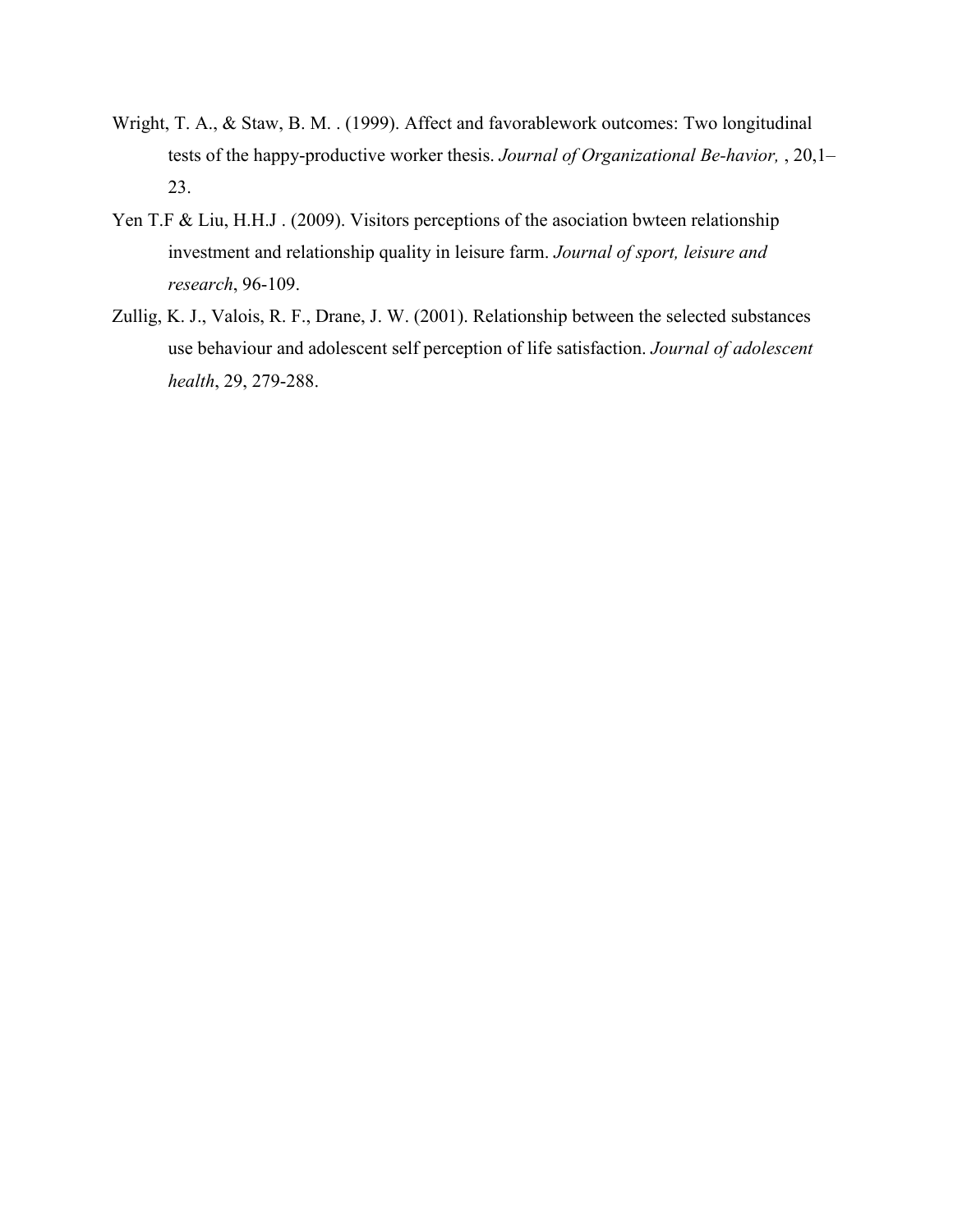Wright, T. A., & Staw, B. M. . (1999). Affect and favorablework outcomes: Two longitudinal tests of the happy-productive worker thesis. *Journal of Organizational Be-havior,* , 20,1–23.

Yen T.F & Liu, H.H.J . (2009). Visitors perceptions of the asociation bwteen relationship investment and relationship quality in leisure farm. *Journal of sport, leisure and research*, 96-109.

Zullig, K. J., Valois, R. F., Drane, J. W. (2001). Relationship between the selected substances use behaviour and adolescent self perception of life satisfaction. *Journal of adolescent health*, 29, 279-288.